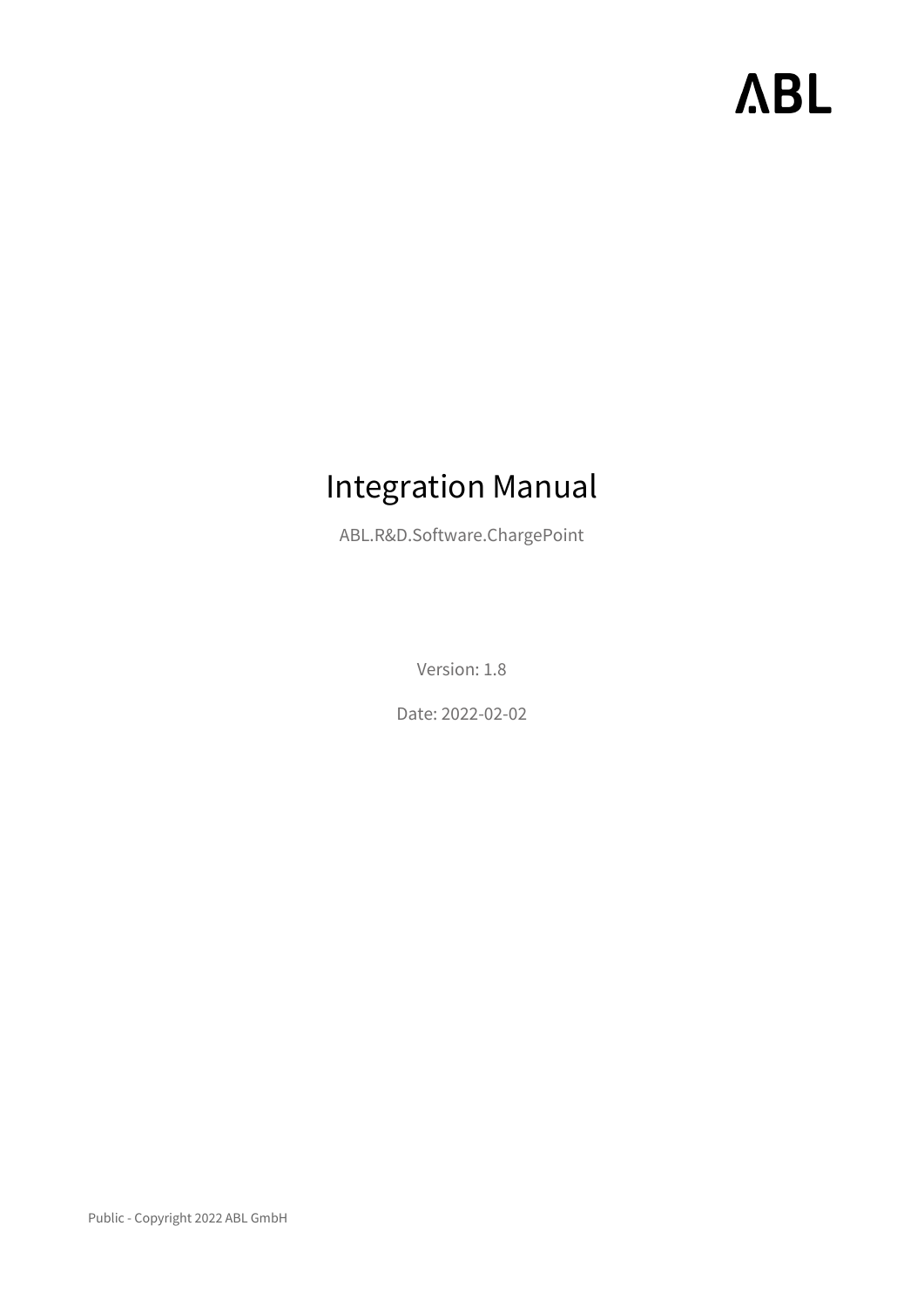ABL

# Integration Manual

ABL.R&D.Software.ChargePoint

Version: 1.8

Date: 2022-02-02

Public - Copyright 2022 ABL GmbH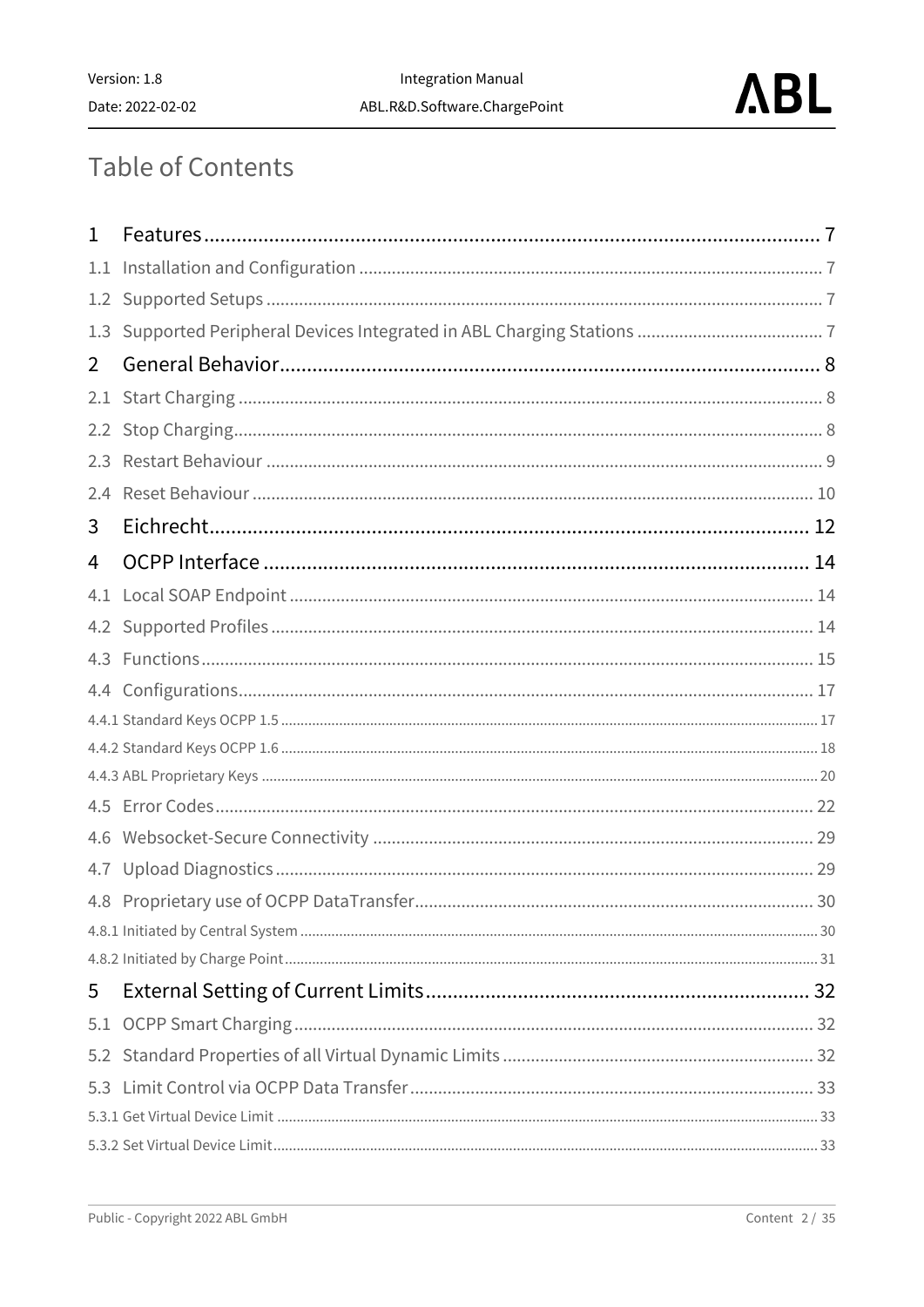# Table of Contents

1 Features ... 7
1.1 Installation and Configuration ... 7
1.2 Supported Setups ... 7
1.3 Supported Peripheral Devices Integrated in ABL Charging Stations ... 7
2 General Behavior ... 8
2.1 Start Charging ... 8
2.2 Stop Charging ... 8
2.3 Restart Behaviour ... 9
2.4 Reset Behaviour ... 10
3 Eichrecht ... 12
4 OCPP Interface ... 14
4.1 Local SOAP Endpoint ... 14
4.2 Supported Profiles ... 14
4.3 Functions ... 15
4.4 Configurations ... 17
4.4.1 Standard Keys OCPP 1.5 ... 17
4.4.2 Standard Keys OCPP 1.6 ... 18
4.4.3 ABL Proprietary Keys ... 20
4.5 Error Codes ... 22
4.6 Websocket-Secure Connectivity ... 29
4.7 Upload Diagnostics ... 29
4.8 Proprietary use of OCPP DataTransfer ... 30
4.8.1 Initiated by Central System ... 30
4.8.2 Initiated by Charge Point ... 31
5 External Setting of Current Limits ... 32
5.1 OCPP Smart Charging ... 32
5.2 Standard Properties of all Virtual Dynamic Limits ... 32
5.3 Limit Control via OCPP Data Transfer ... 33
5.3.1 Get Virtual Device Limit ... 33
5.3.2 Set Virtual Device Limit ... 33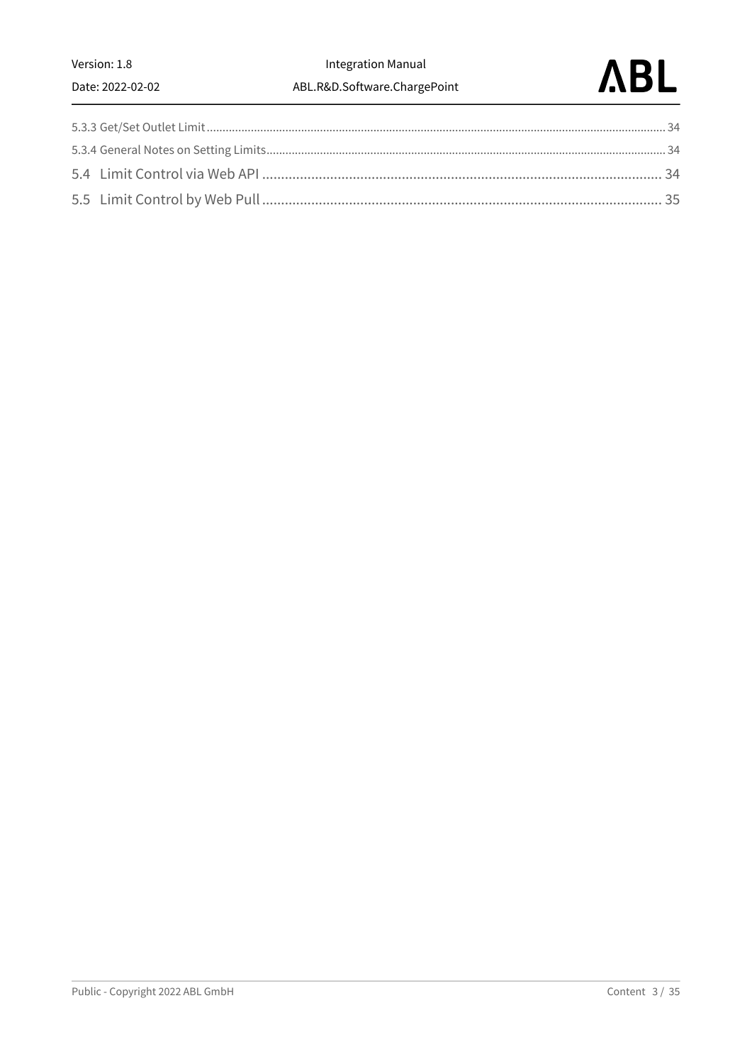5.3.3 Get/Set Outlet Limit ........................................................................................................ 34

5.3.4 General Notes on Setting Limits ........................................................................................ 34

5.4 Limit Control via Web API ........................................................................................................ 34

5.5 Limit Control by Web Pull ........................................................................................................ 35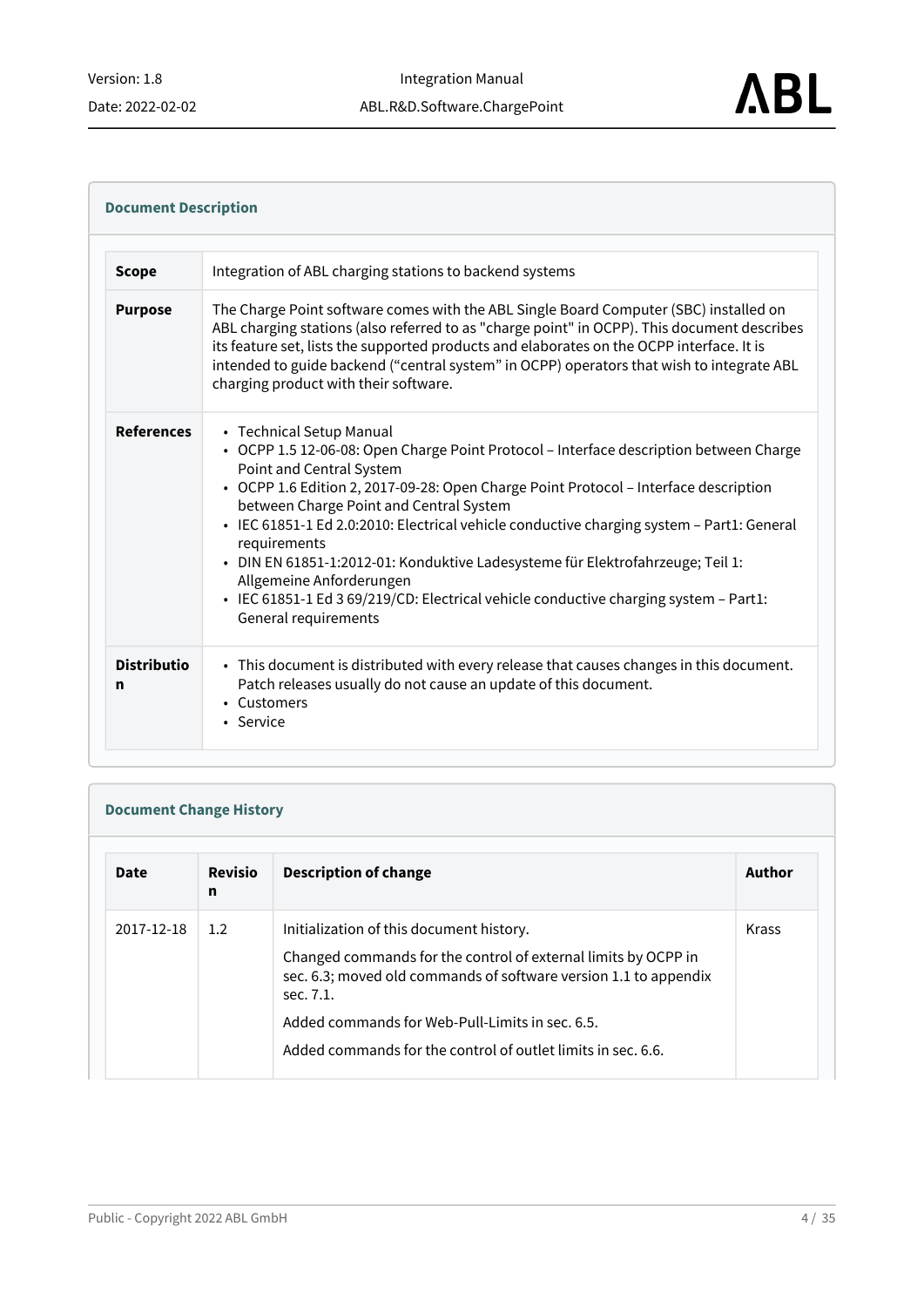### Document Description

| | |
|---|---|
| **Scope** | Integration of ABL charging stations to backend systems |
| **Purpose** | The Charge Point software comes with the ABL Single Board Computer (SBC) installed on ABL charging stations (also referred to as "charge point" in OCPP). This document describes its feature set, lists the supported products and elaborates on the OCPP interface. It is intended to guide backend ("central system" in OCPP) operators that wish to integrate ABL charging product with their software. |
| **References** | • Technical Setup Manual<br>• OCPP 1.5 12-06-08: Open Charge Point Protocol – Interface description between Charge Point and Central System<br>• OCPP 1.6 Edition 2, 2017-09-28: Open Charge Point Protocol – Interface description between Charge Point and Central System<br>• IEC 61851-1 Ed 2.0:2010: Electrical vehicle conductive charging system – Part1: General requirements<br>• DIN EN 61851-1:2012-01: Konduktive Ladesysteme für Elektrofahrzeuge; Teil 1: Allgemeine Anforderungen<br>• IEC 61851-1 Ed 3 69/219/CD: Electrical vehicle conductive charging system – Part1: General requirements |
| **Distribution** | • This document is distributed with every release that causes changes in this document. Patch releases usually do not cause an update of this document.<br>• Customers<br>• Service |

### Document Change History

| Date | Revision | Description of change | Author |
|---|---|---|---|
| 2017-12-18 | 1.2 | Initialization of this document history.<br><br>Changed commands for the control of external limits by OCPP in sec. 6.3; moved old commands of software version 1.1 to appendix sec. 7.1.<br><br>Added commands for Web-Pull-Limits in sec. 6.5.<br><br>Added commands for the control of outlet limits in sec. 6.6. | Krass |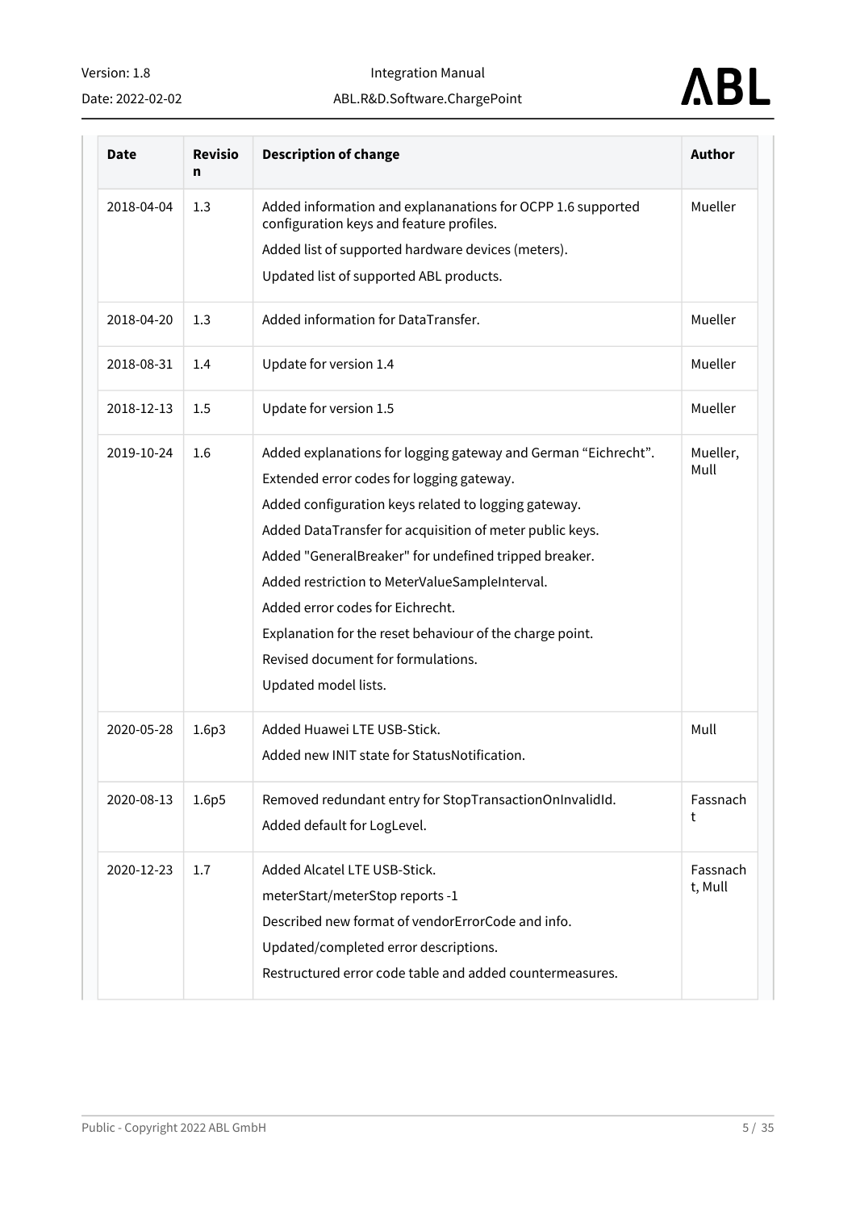| Date | Revision | Description of change | Author |
|---|---|---|---|
| 2018-04-04 | 1.3 | Added information and explananations for OCPP 1.6 supported configuration keys and feature profiles.<br>Added list of supported hardware devices (meters).<br>Updated list of supported ABL products. | Mueller |
| 2018-04-20 | 1.3 | Added information for DataTransfer. | Mueller |
| 2018-08-31 | 1.4 | Update for version 1.4 | Mueller |
| 2018-12-13 | 1.5 | Update for version 1.5 | Mueller |
| 2019-10-24 | 1.6 | Added explanations for logging gateway and German “Eichrecht”.<br>Extended error codes for logging gateway.<br>Added configuration keys related to logging gateway.<br>Added DataTransfer for acquisition of meter public keys.<br>Added "GeneralBreaker" for undefined tripped breaker.<br>Added restriction to MeterValueSampleInterval.<br>Added error codes for Eichrecht.<br>Explanation for the reset behaviour of the charge point.<br>Revised document for formulations.<br>Updated model lists. | Mueller, Mull |
| 2020-05-28 | 1.6p3 | Added Huawei LTE USB-Stick.<br>Added new INIT state for StatusNotification. | Mull |
| 2020-08-13 | 1.6p5 | Removed redundant entry for StopTransactionOnInvalidId.<br>Added default for LogLevel. | Fassnacht |
| 2020-12-23 | 1.7 | Added Alcatel LTE USB-Stick.<br>meterStart/meterStop reports -1<br>Described new format of vendorErrorCode and info.<br>Updated/completed error descriptions.<br>Restructured error code table and added countermeasures. | Fassnacht, Mull |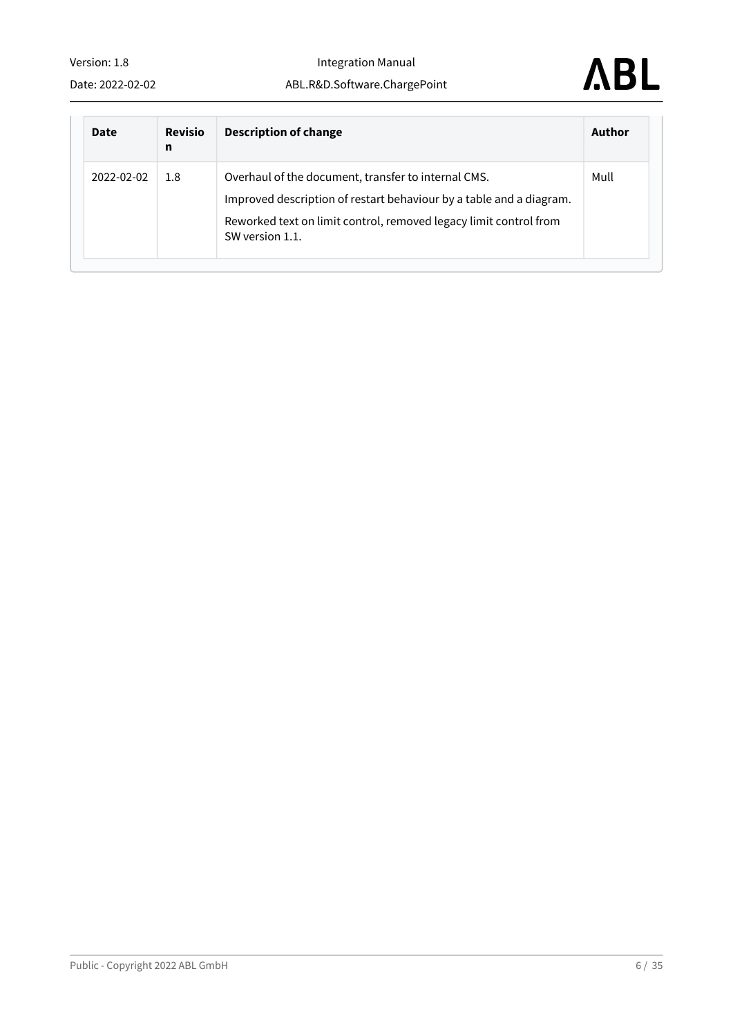| Date | Revision | Description of change | Author |
|---|---|---|---|
| 2022-02-02 | 1.8 | Overhaul of the document, transfer to internal CMS.<br>Improved description of restart behaviour by a table and a diagram.<br>Reworked text on limit control, removed legacy limit control from SW version 1.1. | Mull |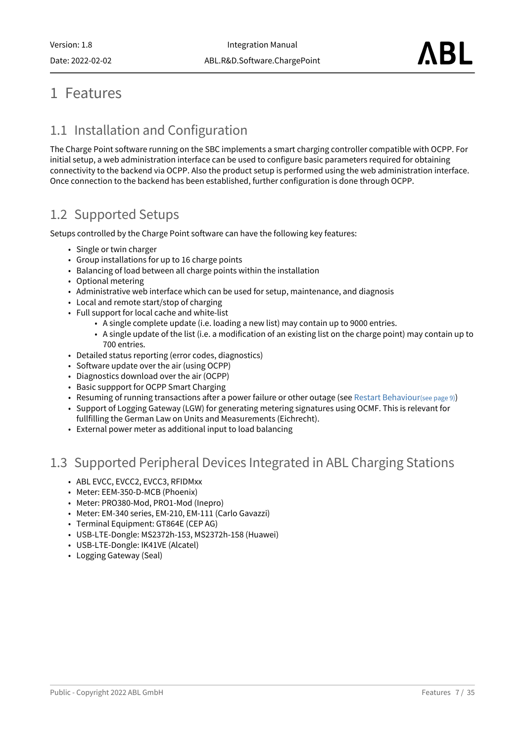# 1 Features

## 1.1 Installation and Configuration

The Charge Point software running on the SBC implements a smart charging controller compatible with OCPP. For initial setup, a web administration interface can be used to configure basic parameters required for obtaining connectivity to the backend via OCPP. Also the product setup is performed using the web administration interface. Once connection to the backend has been established, further configuration is done through OCPP.

## 1.2 Supported Setups

Setups controlled by the Charge Point software can have the following key features:

- Single or twin charger
- Group installations for up to 16 charge points
- Balancing of load between all charge points within the installation
- Optional metering
- Administrative web interface which can be used for setup, maintenance, and diagnosis
- Local and remote start/stop of charging
- Full support for local cache and white-list
  - A single complete update (i.e. loading a new list) may contain up to 9000 entries.
  - A single update of the list (i.e. a modification of an existing list on the charge point) may contain up to 700 entries.
- Detailed status reporting (error codes, diagnostics)
- Software update over the air (using OCPP)
- Diagnostics download over the air (OCPP)
- Basic suppport for OCPP Smart Charging
- Resuming of running transactions after a power failure or other outage (see Restart Behaviour(see page 9))
- Support of Logging Gateway (LGW) for generating metering signatures using OCMF. This is relevant for fullfilling the German Law on Units and Measurements (Eichrecht).
- External power meter as additional input to load balancing

## 1.3 Supported Peripheral Devices Integrated in ABL Charging Stations

- ABL EVCC, EVCC2, EVCC3, RFIDMxx
- Meter: EEM-350-D-MCB (Phoenix)
- Meter: PRO380-Mod, PRO1-Mod (Inepro)
- Meter: EM-340 series, EM-210, EM-111 (Carlo Gavazzi)
- Terminal Equipment: GT864E (CEP AG)
- USB-LTE-Dongle: MS2372h-153, MS2372h-158 (Huawei)
- USB-LTE-Dongle: IK41VE (Alcatel)
- Logging Gateway (Seal)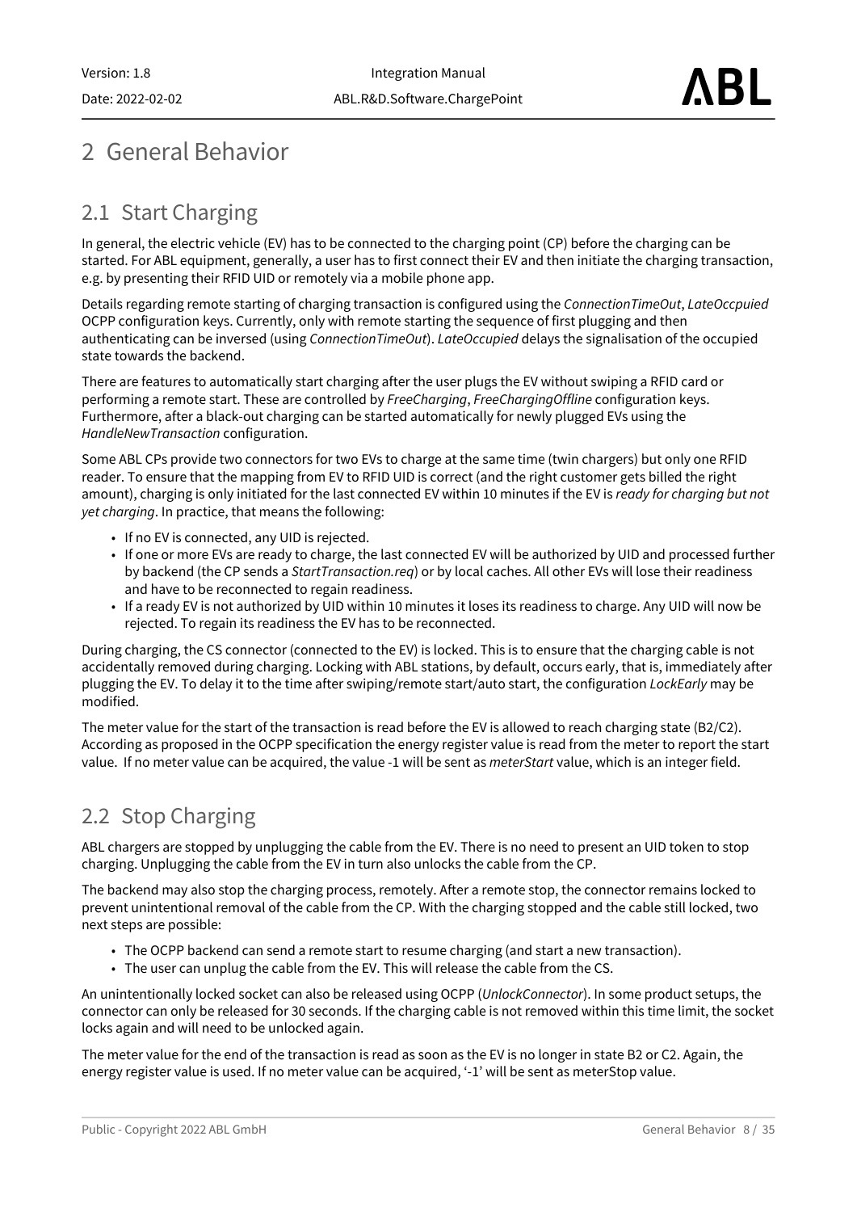# 2 General Behavior

## 2.1 Start Charging

In general, the electric vehicle (EV) has to be connected to the charging point (CP) before the charging can be started. For ABL equipment, generally, a user has to first connect their EV and then initiate the charging transaction, e.g. by presenting their RFID UID or remotely via a mobile phone app.

Details regarding remote starting of charging transaction is configured using the *ConnectionTimeOut*, *LateOccpuied* OCPP configuration keys. Currently, only with remote starting the sequence of first plugging and then authenticating can be inversed (using *ConnectionTimeOut*). *LateOccupied* delays the signalisation of the occupied state towards the backend.

There are features to automatically start charging after the user plugs the EV without swiping a RFID card or performing a remote start. These are controlled by *FreeCharging*, *FreeChargingOffline* configuration keys. Furthermore, after a black-out charging can be started automatically for newly plugged EVs using the *HandleNewTransaction* configuration.

Some ABL CPs provide two connectors for two EVs to charge at the same time (twin chargers) but only one RFID reader. To ensure that the mapping from EV to RFID UID is correct (and the right customer gets billed the right amount), charging is only initiated for the last connected EV within 10 minutes if the EV is *ready for charging but not yet charging*. In practice, that means the following:

- If no EV is connected, any UID is rejected.
- If one or more EVs are ready to charge, the last connected EV will be authorized by UID and processed further by backend (the CP sends a *StartTransaction.req*) or by local caches. All other EVs will lose their readiness and have to be reconnected to regain readiness.
- If a ready EV is not authorized by UID within 10 minutes it loses its readiness to charge. Any UID will now be rejected. To regain its readiness the EV has to be reconnected.

During charging, the CS connector (connected to the EV) is locked. This is to ensure that the charging cable is not accidentally removed during charging. Locking with ABL stations, by default, occurs early, that is, immediately after plugging the EV. To delay it to the time after swiping/remote start/auto start, the configuration *LockEarly* may be modified.

The meter value for the start of the transaction is read before the EV is allowed to reach charging state (B2/C2). According as proposed in the OCPP specification the energy register value is read from the meter to report the start value. If no meter value can be acquired, the value -1 will be sent as *meterStart* value, which is an integer field.

## 2.2 Stop Charging

ABL chargers are stopped by unplugging the cable from the EV. There is no need to present an UID token to stop charging. Unplugging the cable from the EV in turn also unlocks the cable from the CP.

The backend may also stop the charging process, remotely. After a remote stop, the connector remains locked to prevent unintentional removal of the cable from the CP. With the charging stopped and the cable still locked, two next steps are possible:

- The OCPP backend can send a remote start to resume charging (and start a new transaction).
- The user can unplug the cable from the EV. This will release the cable from the CS.

An unintentionally locked socket can also be released using OCPP (*UnlockConnector*). In some product setups, the connector can only be released for 30 seconds. If the charging cable is not removed within this time limit, the socket locks again and will need to be unlocked again.

The meter value for the end of the transaction is read as soon as the EV is no longer in state B2 or C2. Again, the energy register value is used. If no meter value can be acquired, '-1' will be sent as meterStop value.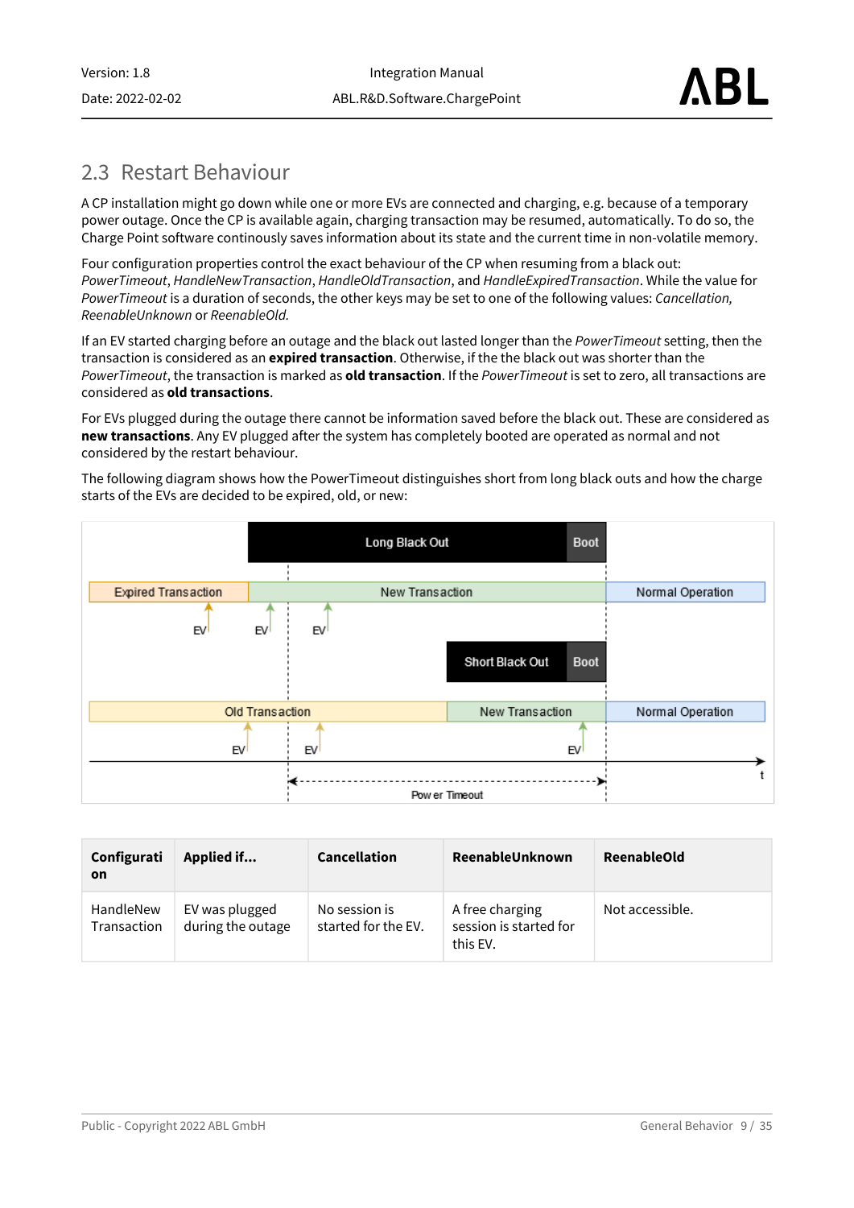## 2.3 Restart Behaviour

A CP installation might go down while one or more EVs are connected and charging, e.g. because of a temporary power outage. Once the CP is available again, charging transaction may be resumed, automatically. To do so, the Charge Point software continously saves information about its state and the current time in non-volatile memory.

Four configuration properties control the exact behaviour of the CP when resuming from a black out: *PowerTimeout*, *HandleNewTransaction*, *HandleOldTransaction*, and *HandleExpiredTransaction*. While the value for *PowerTimeout* is a duration of seconds, the other keys may be set to one of the following values: *Cancellation, ReenableUnknown* or *ReenableOld.*

If an EV started charging before an outage and the black out lasted longer than the *PowerTimeout* setting, then the transaction is considered as an **expired transaction**. Otherwise, if the the black out was shorter than the *PowerTimeout*, the transaction is marked as **old transaction**. If the *PowerTimeout* is set to zero, all transactions are considered as **old transactions**.

For EVs plugged during the outage there cannot be information saved before the black out. These are considered as **new transactions**. Any EV plugged after the system has completely booted are operated as normal and not considered by the restart behaviour.

The following diagram shows how the PowerTimeout distinguishes short from long black outs and how the charge starts of the EVs are decided to be expired, old, or new:

| Configuration | Applied if... | Cancellation | ReenableUnknown | ReenableOld |
|---|---|---|---|---|
| HandleNew Transaction | EV was plugged during the outage | No session is started for the EV. | A free charging session is started for this EV. | Not accessible. |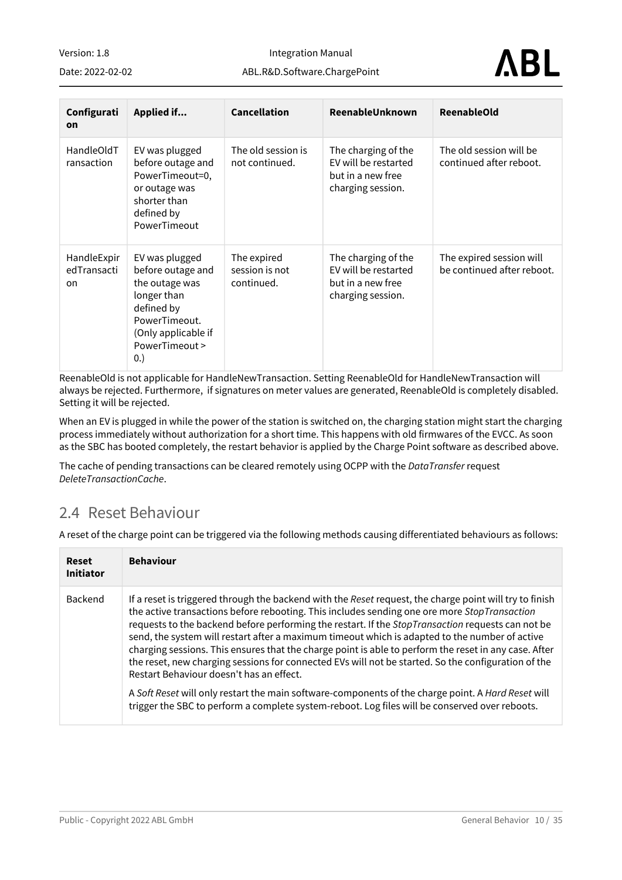| Configuration | Applied if... | Cancellation | ReenableUnknown | ReenableOld |
|---|---|---|---|---|
| HandleOldTransaction | EV was plugged before outage and PowerTimeout=0, or outage was shorter than defined by PowerTimeout | The old session is not continued. | The charging of the EV will be restarted but in a new free charging session. | The old session will be continued after reboot. |
| HandleExpiredTransaction | EV was plugged before outage and the outage was longer than defined by PowerTimeout. (Only applicable if PowerTimeout > 0.) | The expired session is not continued. | The charging of the EV will be restarted but in a new free charging session. | The expired session will be continued after reboot. |

ReenableOld is not applicable for HandleNewTransaction. Setting ReenableOld for HandleNewTransaction will always be rejected. Furthermore, if signatures on meter values are generated, ReenableOld is completely disabled. Setting it will be rejected.

When an EV is plugged in while the power of the station is switched on, the charging station might start the charging process immediately without authorization for a short time. This happens with old firmwares of the EVCC. As soon as the SBC has booted completely, the restart behavior is applied by the Charge Point software as described above.

The cache of pending transactions can be cleared remotely using OCPP with the *DataTransfer* request *DeleteTransactionCache*.

## 2.4 Reset Behaviour

A reset of the charge point can be triggered via the following methods causing differentiated behaviours as follows:

| Reset Initiator | Behaviour |
|---|---|
| Backend | If a reset is triggered through the backend with the *Reset* request, the charge point will try to finish the active transactions before rebooting. This includes sending one ore more *StopTransaction* requests to the backend before performing the restart. If the *StopTransaction* requests can not be send, the system will restart after a maximum timeout which is adapted to the number of active charging sessions. This ensures that the charge point is able to perform the reset in any case. After the reset, new charging sessions for connected EVs will not be started. So the configuration of the Restart Behaviour doesn't has an effect.<br><br>A *Soft Reset* will only restart the main software-components of the charge point. A *Hard Reset* will trigger the SBC to perform a complete system-reboot. Log files will be conserved over reboots. |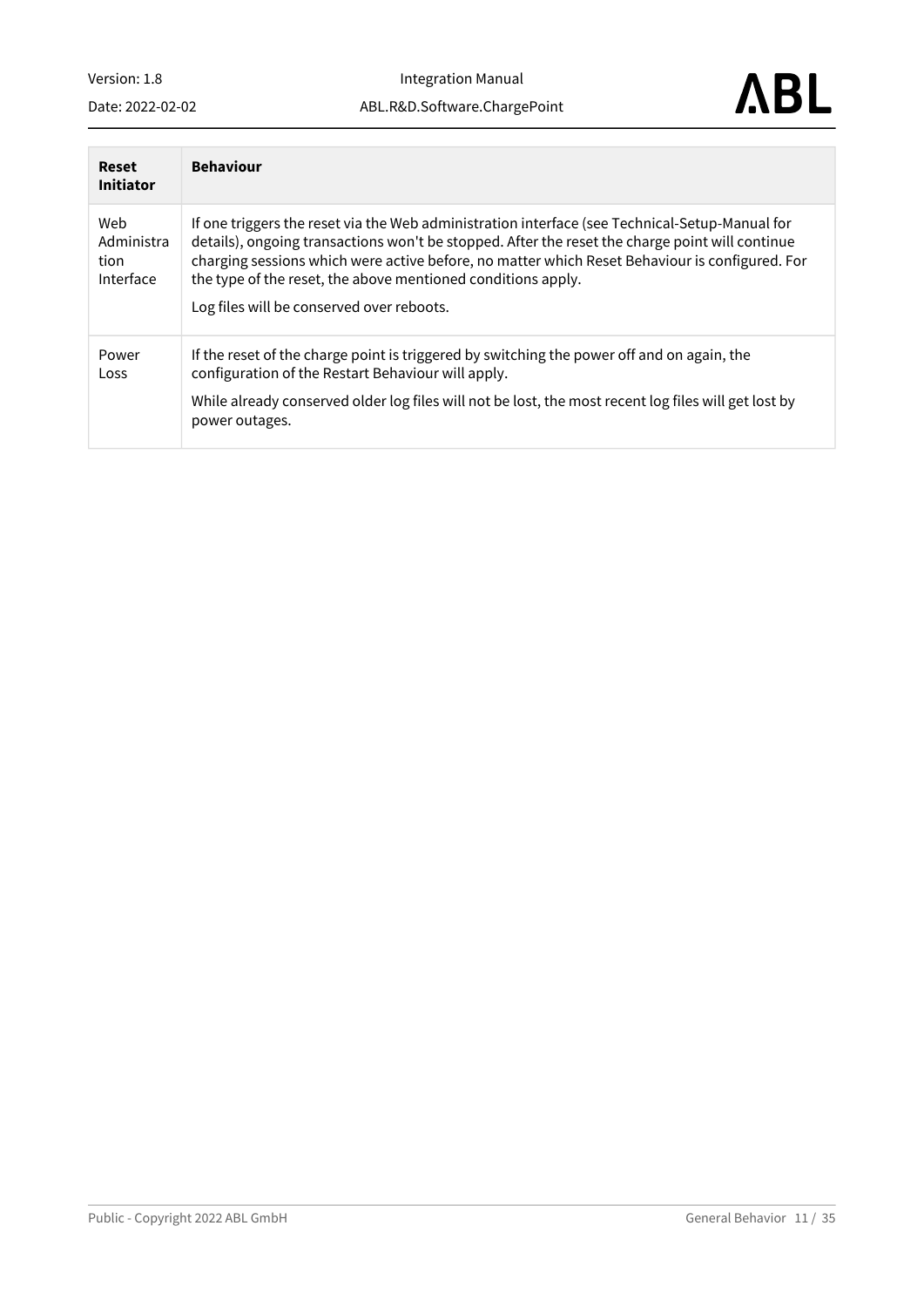| Reset Initiator | Behaviour |
|---|---|
| Web Administration Interface | If one triggers the reset via the Web administration interface (see Technical-Setup-Manual for details), ongoing transactions won't be stopped. After the reset the charge point will continue charging sessions which were active before, no matter which Reset Behaviour is configured. For the type of the reset, the above mentioned conditions apply.<br><br>Log files will be conserved over reboots. |
| Power Loss | If the reset of the charge point is triggered by switching the power off and on again, the configuration of the Restart Behaviour will apply.<br><br>While already conserved older log files will not be lost, the most recent log files will get lost by power outages. |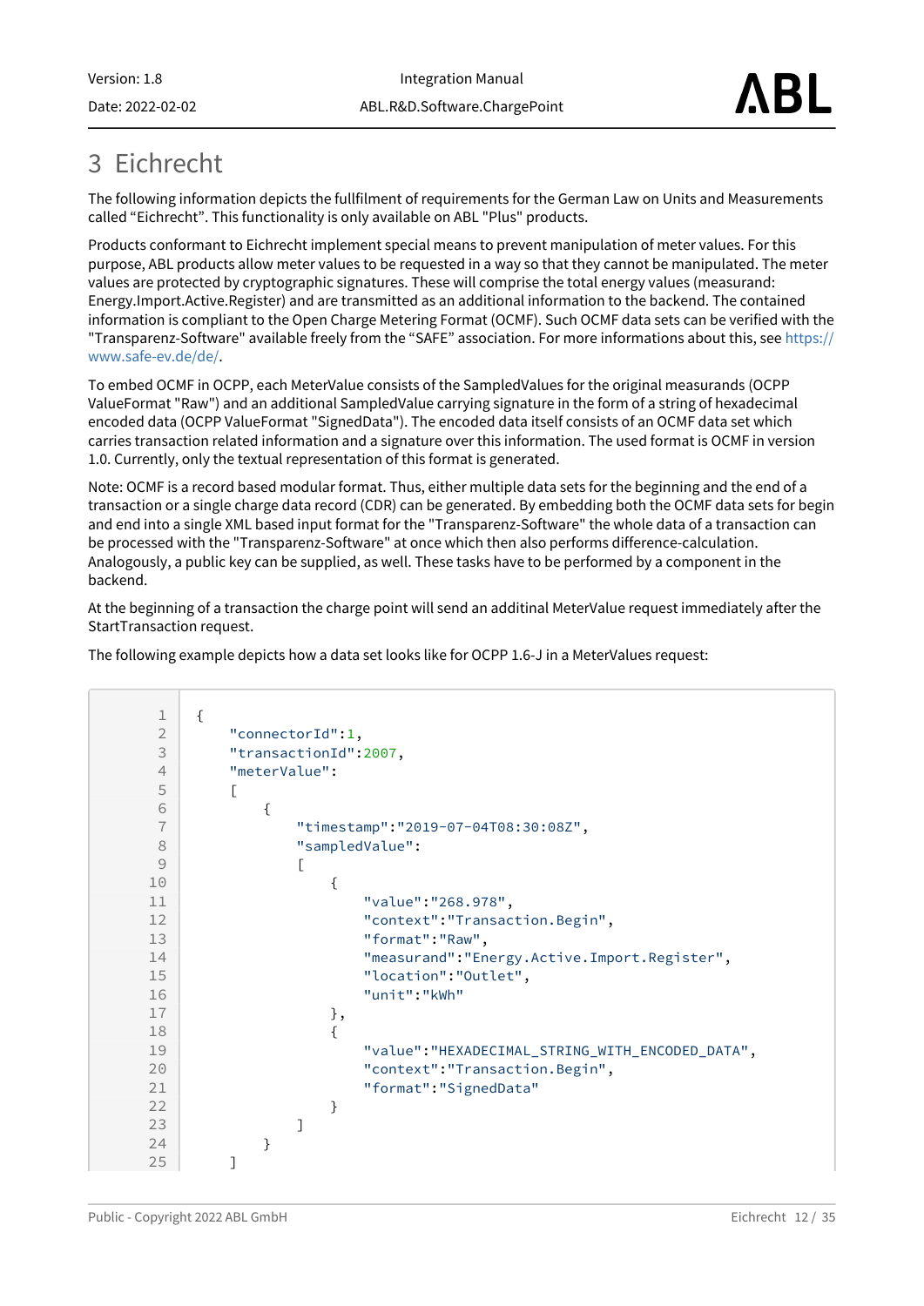# 3 Eichrecht

The following information depicts the fullfilment of requirements for the German Law on Units and Measurements called "Eichrecht". This functionality is only available on ABL "Plus" products.

Products conformant to Eichrecht implement special means to prevent manipulation of meter values. For this purpose, ABL products allow meter values to be requested in a way so that they cannot be manipulated. The meter values are protected by cryptographic signatures. These will comprise the total energy values (measurand: Energy.Import.Active.Register) and are transmitted as an additional information to the backend. The contained information is compliant to the Open Charge Metering Format (OCMF). Such OCMF data sets can be verified with the "Transparenz-Software" available freely from the "SAFE" association. For more informations about this, see https://www.safe-ev.de/de/.

To embed OCMF in OCPP, each MeterValue consists of the SampledValues for the original measurands (OCPP ValueFormat "Raw") and an additional SampledValue carrying signature in the form of a string of hexadecimal encoded data (OCPP ValueFormat "SignedData"). The encoded data itself consists of an OCMF data set which carries transaction related information and a signature over this information. The used format is OCMF in version 1.0. Currently, only the textual representation of this format is generated.

Note: OCMF is a record based modular format. Thus, either multiple data sets for the beginning and the end of a transaction or a single charge data record (CDR) can be generated. By embedding both the OCMF data sets for begin and end into a single XML based input format for the "Transparenz-Software" the whole data of a transaction can be processed with the "Transparenz-Software" at once which then also performs difference-calculation. Analogously, a public key can be supplied, as well. These tasks have to be performed by a component in the backend.

At the beginning of a transaction the charge point will send an additinal MeterValue request immediately after the StartTransaction request.

The following example depicts how a data set looks like for OCPP 1.6-J in a MeterValues request:

```
1   {
2       "connectorId":1,
3       "transactionId":2007,
4       "meterValue":
5       [
6           {
7               "timestamp":"2019-07-04T08:30:08Z",
8               "sampledValue":
9               [
10                  {
11                      "value":"268.978",
12                      "context":"Transaction.Begin",
13                      "format":"Raw",
14                      "measurand":"Energy.Active.Import.Register",
15                      "location":"Outlet",
16                      "unit":"kWh"
17                  },
18                  {
19                      "value":"HEXADECIMAL_STRING_WITH_ENCODED_DATA",
20                      "context":"Transaction.Begin",
21                      "format":"SignedData"
22                  }
23              ]
24          }
25      ]
```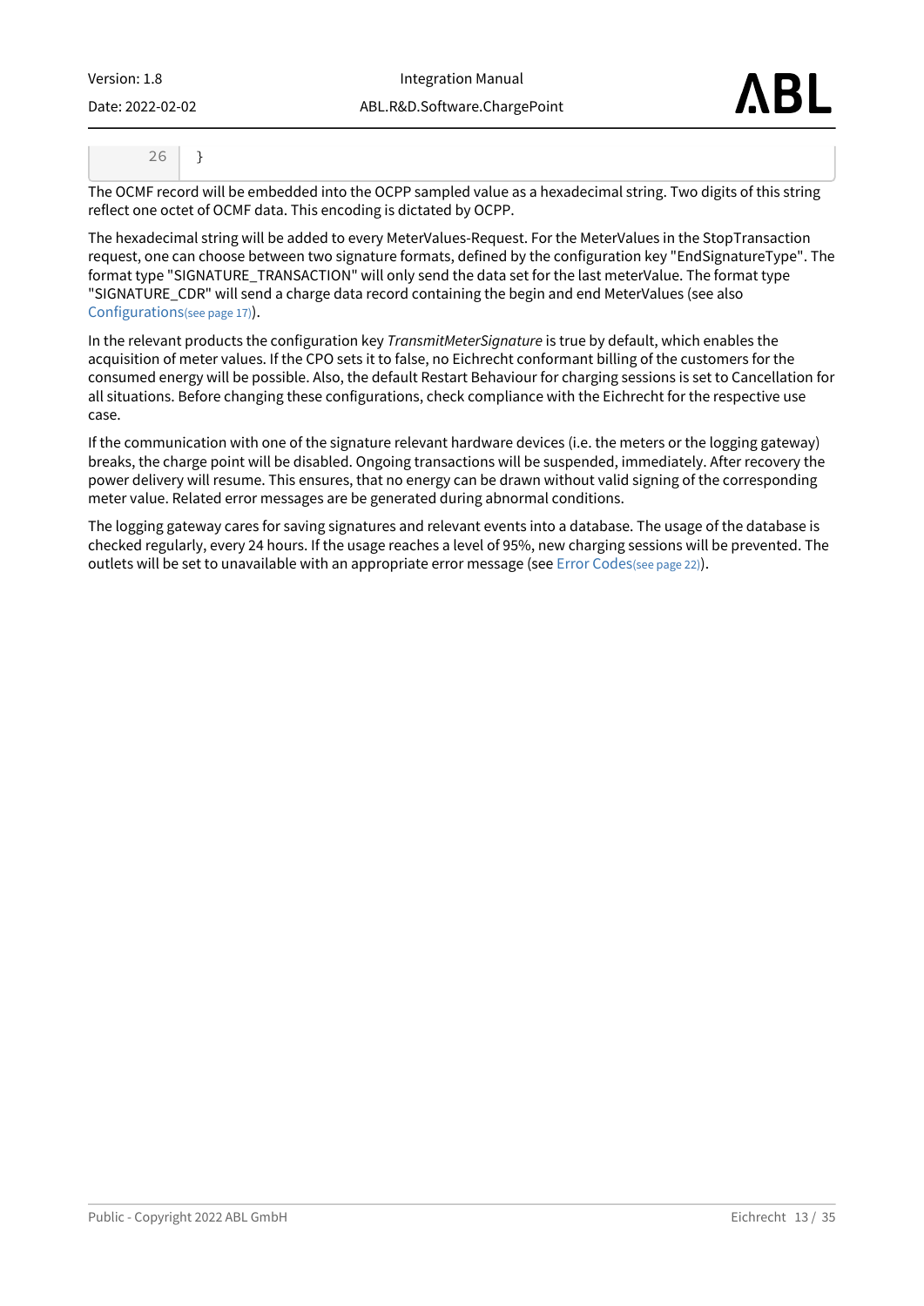```
26  }
```

The OCMF record will be embedded into the OCPP sampled value as a hexadecimal string. Two digits of this string reflect one octet of OCMF data. This encoding is dictated by OCPP.

The hexadecimal string will be added to every MeterValues-Request. For the MeterValues in the StopTransaction request, one can choose between two signature formats, defined by the configuration key "EndSignatureType". The format type "SIGNATURE_TRANSACTION" will only send the data set for the last meterValue. The format type "SIGNATURE_CDR" will send a charge data record containing the begin and end MeterValues (see also Configurations(see page 17)).

In the relevant products the configuration key *TransmitMeterSignature* is true by default, which enables the acquisition of meter values. If the CPO sets it to false, no Eichrecht conformant billing of the customers for the consumed energy will be possible. Also, the default Restart Behaviour for charging sessions is set to Cancellation for all situations. Before changing these configurations, check compliance with the Eichrecht for the respective use case.

If the communication with one of the signature relevant hardware devices (i.e. the meters or the logging gateway) breaks, the charge point will be disabled. Ongoing transactions will be suspended, immediately. After recovery the power delivery will resume. This ensures, that no energy can be drawn without valid signing of the corresponding meter value. Related error messages are be generated during abnormal conditions.

The logging gateway cares for saving signatures and relevant events into a database. The usage of the database is checked regularly, every 24 hours. If the usage reaches a level of 95%, new charging sessions will be prevented. The outlets will be set to unavailable with an appropriate error message (see Error Codes(see page 22)).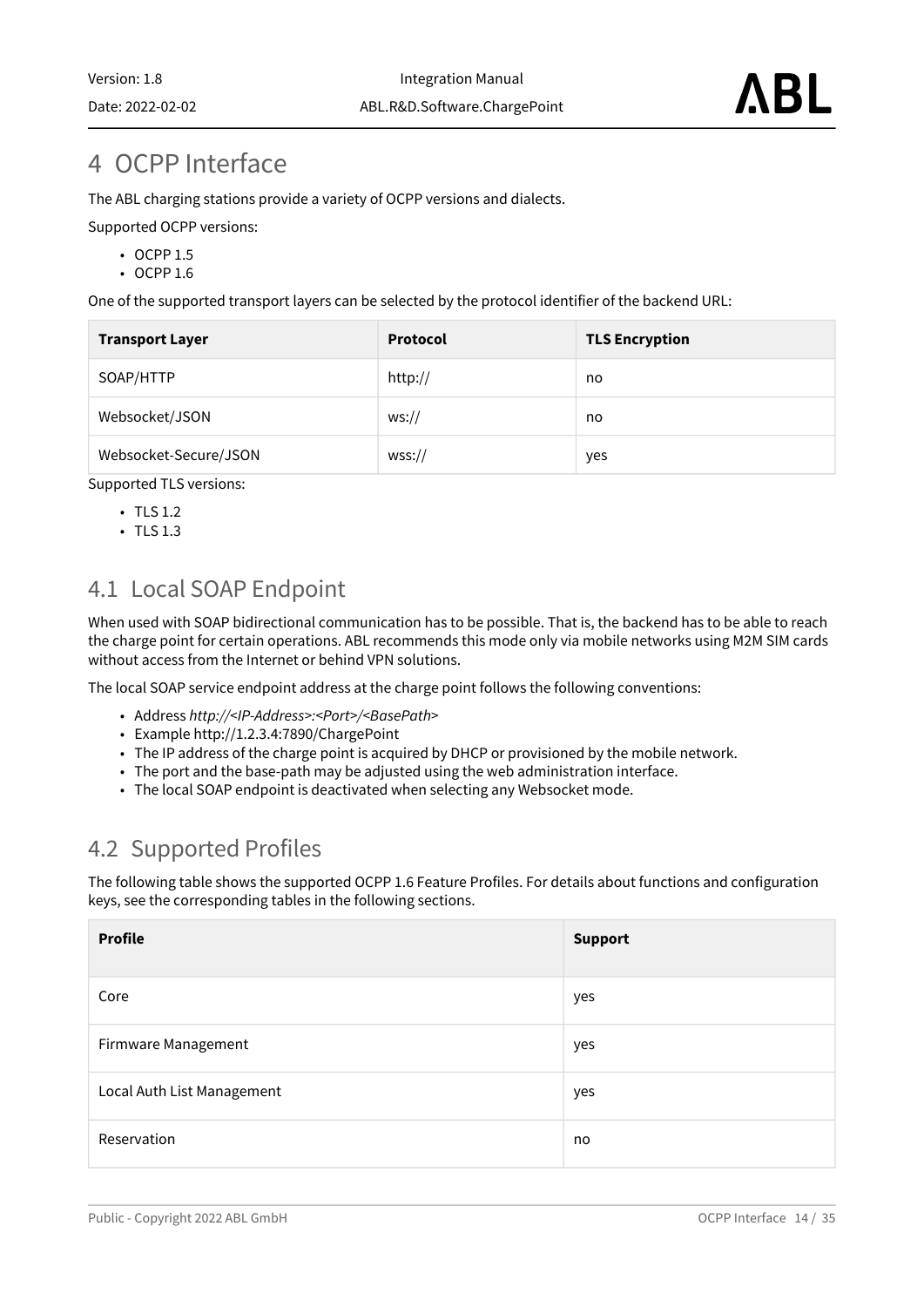# 4 OCPP Interface

The ABL charging stations provide a variety of OCPP versions and dialects.

Supported OCPP versions:

- OCPP 1.5
- OCPP 1.6

One of the supported transport layers can be selected by the protocol identifier of the backend URL:

| Transport Layer | Protocol | TLS Encryption |
|---|---|---|
| SOAP/HTTP | http:// | no |
| Websocket/JSON | ws:// | no |
| Websocket-Secure/JSON | wss:// | yes |

Supported TLS versions:

- TLS 1.2
- TLS 1.3

## 4.1 Local SOAP Endpoint

When used with SOAP bidirectional communication has to be possible. That is, the backend has to be able to reach the charge point for certain operations. ABL recommends this mode only via mobile networks using M2M SIM cards without access from the Internet or behind VPN solutions.

The local SOAP service endpoint address at the charge point follows the following conventions:

- Address *http://<IP-Address>:<Port>/<BasePath>*
- Example http://1.2.3.4:7890/ChargePoint
- The IP address of the charge point is acquired by DHCP or provisioned by the mobile network.
- The port and the base-path may be adjusted using the web administration interface.
- The local SOAP endpoint is deactivated when selecting any Websocket mode.

## 4.2 Supported Profiles

The following table shows the supported OCPP 1.6 Feature Profiles. For details about functions and configuration keys, see the corresponding tables in the following sections.

| Profile | Support |
|---|---|
| Core | yes |
| Firmware Management | yes |
| Local Auth List Management | yes |
| Reservation | no |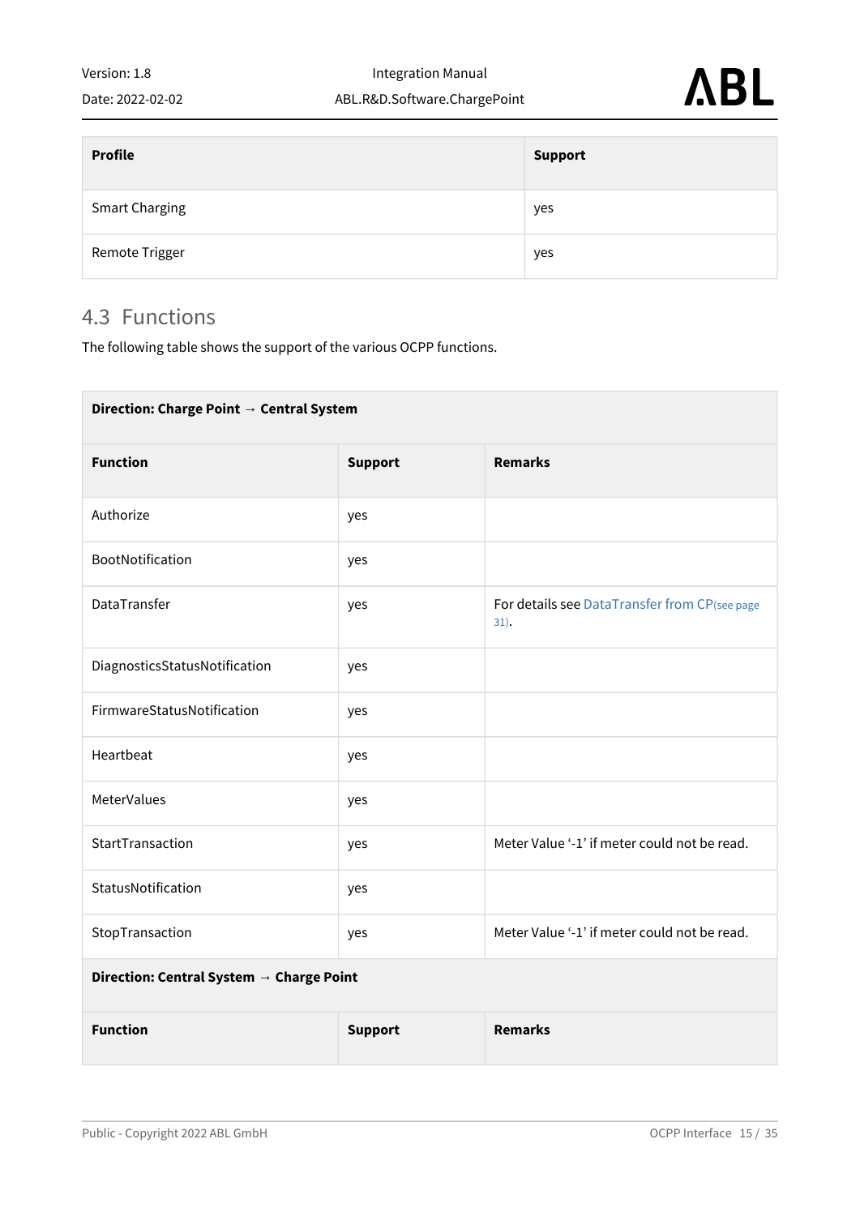| Profile | Support |
|---|---|
| Smart Charging | yes |
| Remote Trigger | yes |

## 4.3 Functions

The following table shows the support of the various OCPP functions.

| Direction: Charge Point → Central System | | |
|---|---|---|
| **Function** | **Support** | **Remarks** |
| Authorize | yes | |
| BootNotification | yes | |
| DataTransfer | yes | For details see DataTransfer from CP(see page 31). |
| DiagnosticsStatusNotification | yes | |
| FirmwareStatusNotification | yes | |
| Heartbeat | yes | |
| MeterValues | yes | |
| StartTransaction | yes | Meter Value '-1' if meter could not be read. |
| StatusNotification | yes | |
| StopTransaction | yes | Meter Value '-1' if meter could not be read. |
| **Direction: Central System → Charge Point** | | |
| **Function** | **Support** | **Remarks** |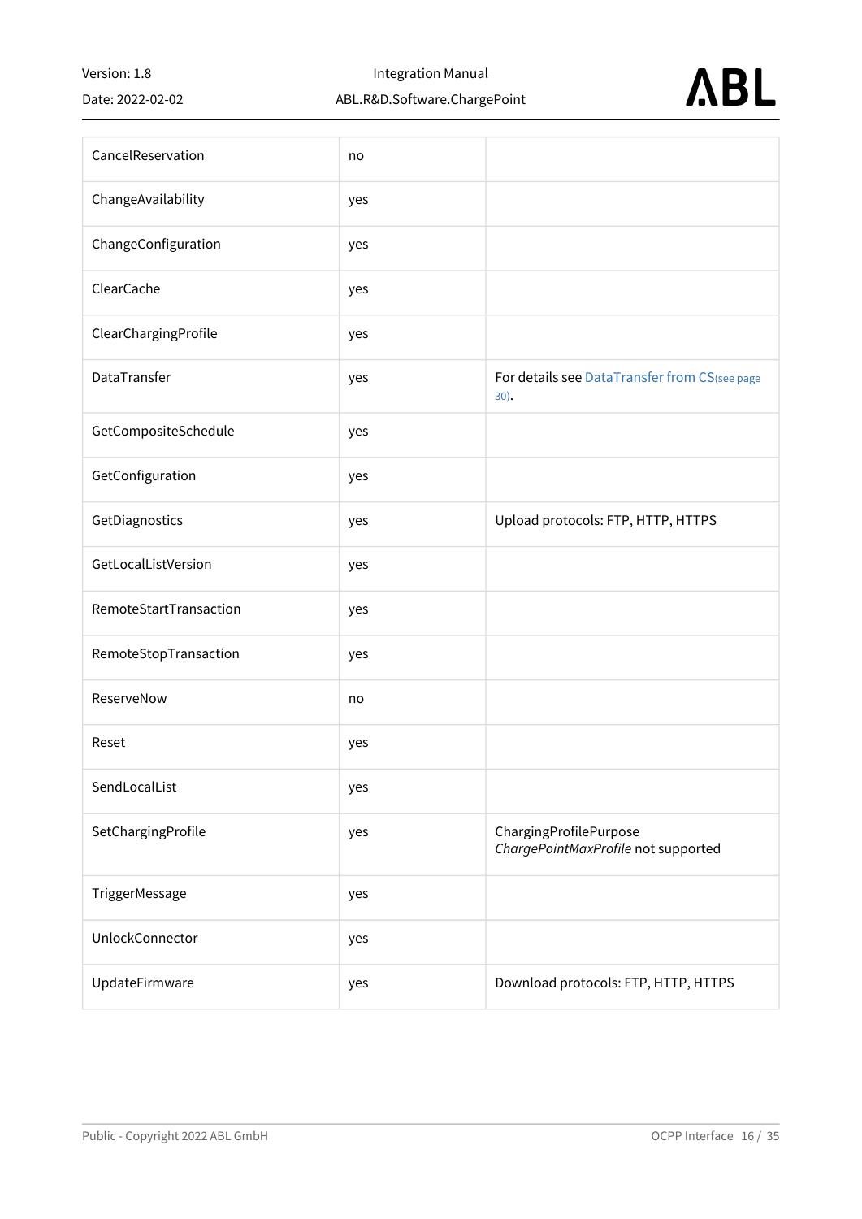| | | |
|---|---|---|
| CancelReservation | no | |
| ChangeAvailability | yes | |
| ChangeConfiguration | yes | |
| ClearCache | yes | |
| ClearChargingProfile | yes | |
| DataTransfer | yes | For details see DataTransfer from CS(see page 30). |
| GetCompositeSchedule | yes | |
| GetConfiguration | yes | |
| GetDiagnostics | yes | Upload protocols: FTP, HTTP, HTTPS |
| GetLocalListVersion | yes | |
| RemoteStartTransaction | yes | |
| RemoteStopTransaction | yes | |
| ReserveNow | no | |
| Reset | yes | |
| SendLocalList | yes | |
| SetChargingProfile | yes | ChargingProfilePurpose *ChargePointMaxProfile* not supported |
| TriggerMessage | yes | |
| UnlockConnector | yes | |
| UpdateFirmware | yes | Download protocols: FTP, HTTP, HTTPS |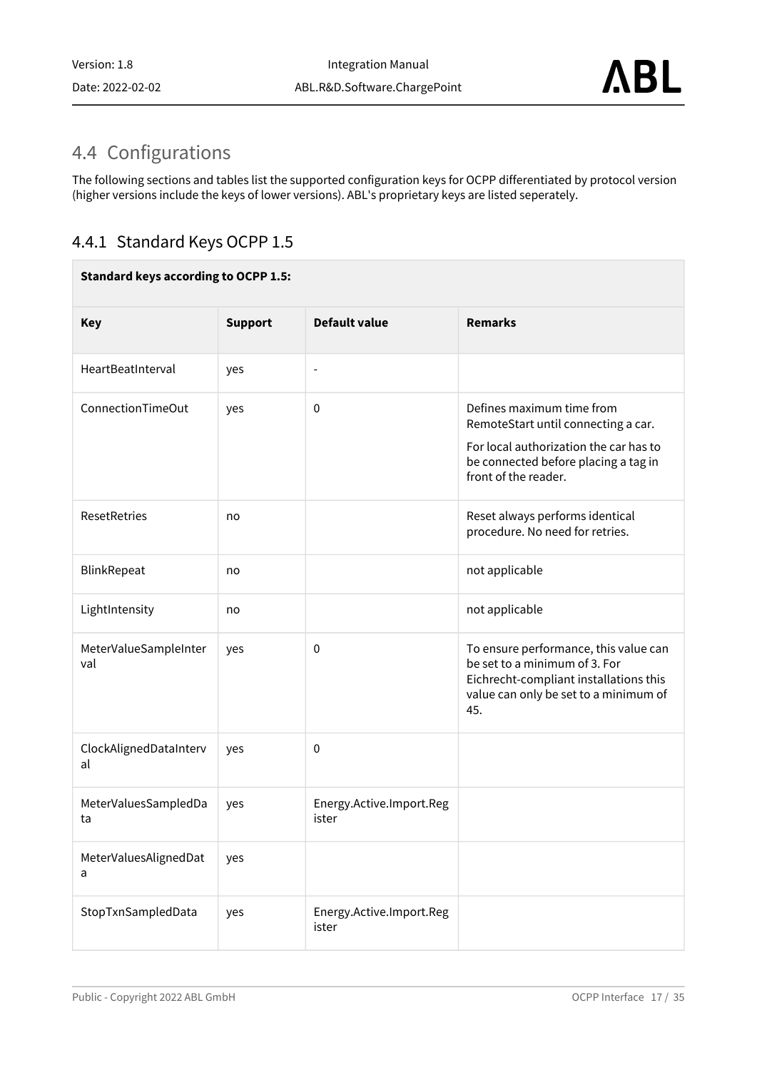## 4.4 Configurations

The following sections and tables list the supported configuration keys for OCPP differentiated by protocol version (higher versions include the keys of lower versions). ABL's proprietary keys are listed seperately.

### 4.4.1 Standard Keys OCPP 1.5

| **Standard keys according to OCPP 1.5:** | | | |
|---|---|---|---|
| **Key** | **Support** | **Default value** | **Remarks** |
| HeartBeatInterval | yes | - | |
| ConnectionTimeOut | yes | 0 | Defines maximum time from RemoteStart until connecting a car.<br>For local authorization the car has to be connected before placing a tag in front of the reader. |
| ResetRetries | no | | Reset always performs identical procedure. No need for retries. |
| BlinkRepeat | no | | not applicable |
| LightIntensity | no | | not applicable |
| MeterValueSampleInterval | yes | 0 | To ensure performance, this value can be set to a minimum of 3. For Eichrecht-compliant installations this value can only be set to a minimum of 45. |
| ClockAlignedDataInterval | yes | 0 | |
| MeterValuesSampledData | yes | Energy.Active.Import.Register | |
| MeterValuesAlignedData | yes | | |
| StopTxnSampledData | yes | Energy.Active.Import.Register | |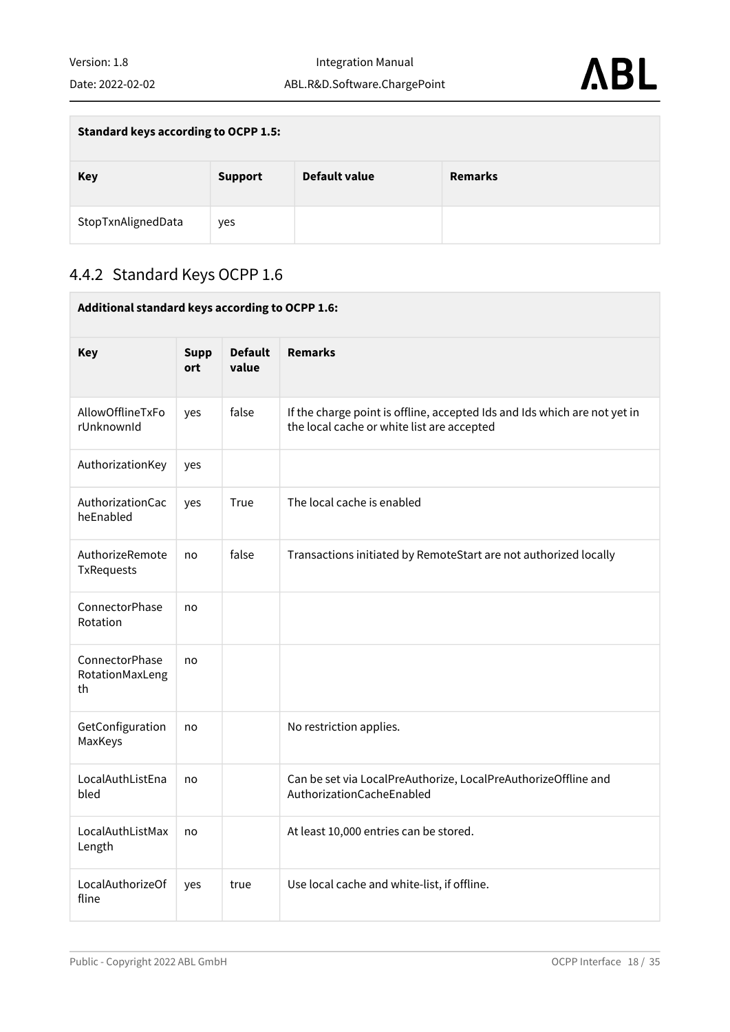| Standard keys according to OCPP 1.5: | | | |
|---|---|---|---|
| **Key** | **Support** | **Default value** | **Remarks** |
| StopTxnAlignedData | yes | | |

### 4.4.2 Standard Keys OCPP 1.6

| Additional standard keys according to OCPP 1.6: | | | |
|---|---|---|---|
| **Key** | **Support** | **Default value** | **Remarks** |
| AllowOfflineTxForUnknownId | yes | false | If the charge point is offline, accepted Ids and Ids which are not yet in the local cache or white list are accepted |
| AuthorizationKey | yes | | |
| AuthorizationCacheEnabled | yes | True | The local cache is enabled |
| AuthorizeRemoteTxRequests | no | false | Transactions initiated by RemoteStart are not authorized locally |
| ConnectorPhaseRotation | no | | |
| ConnectorPhaseRotationMaxLength | no | | |
| GetConfigurationMaxKeys | no | | No restriction applies. |
| LocalAuthListEnabled | no | | Can be set via LocalPreAuthorize, LocalPreAuthorizeOffline and AuthorizationCacheEnabled |
| LocalAuthListMaxLength | no | | At least 10,000 entries can be stored. |
| LocalAuthorizeOffline | yes | true | Use local cache and white-list, if offline. |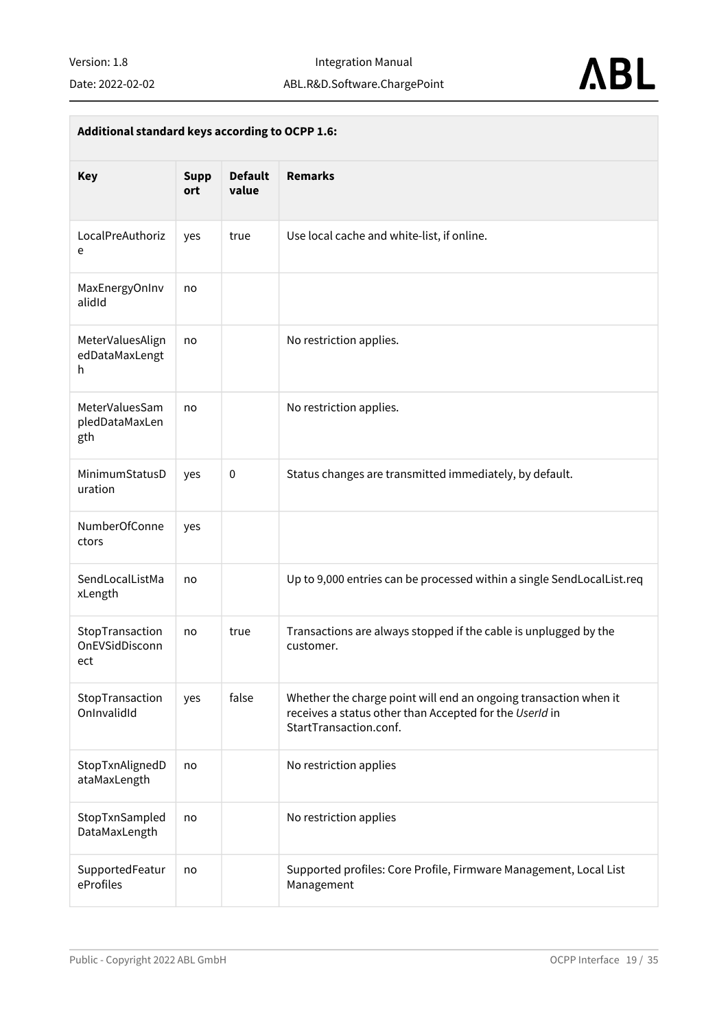| Additional standard keys according to OCPP 1.6: | | | |
|---|---|---|---|
| **Key** | **Support** | **Default value** | **Remarks** |
| LocalPreAuthorize | yes | true | Use local cache and white-list, if online. |
| MaxEnergyOnInvalidId | no | | |
| MeterValuesAlignedDataMaxLength | no | | No restriction applies. |
| MeterValuesSampledDataMaxLength | no | | No restriction applies. |
| MinimumStatusDuration | yes | 0 | Status changes are transmitted immediately, by default. |
| NumberOfConnectors | yes | | |
| SendLocalListMaxLength | no | | Up to 9,000 entries can be processed within a single SendLocalList.req |
| StopTransactionOnEVSidDisconnect | no | true | Transactions are always stopped if the cable is unplugged by the customer. |
| StopTransactionOnInvalidId | yes | false | Whether the charge point will end an ongoing transaction when it receives a status other than Accepted for the *UserId* in StartTransaction.conf. |
| StopTxnAlignedDataMaxLength | no | | No restriction applies |
| StopTxnSampledDataMaxLength | no | | No restriction applies |
| SupportedFeatureProfiles | no | | Supported profiles: Core Profile, Firmware Management, Local List Management |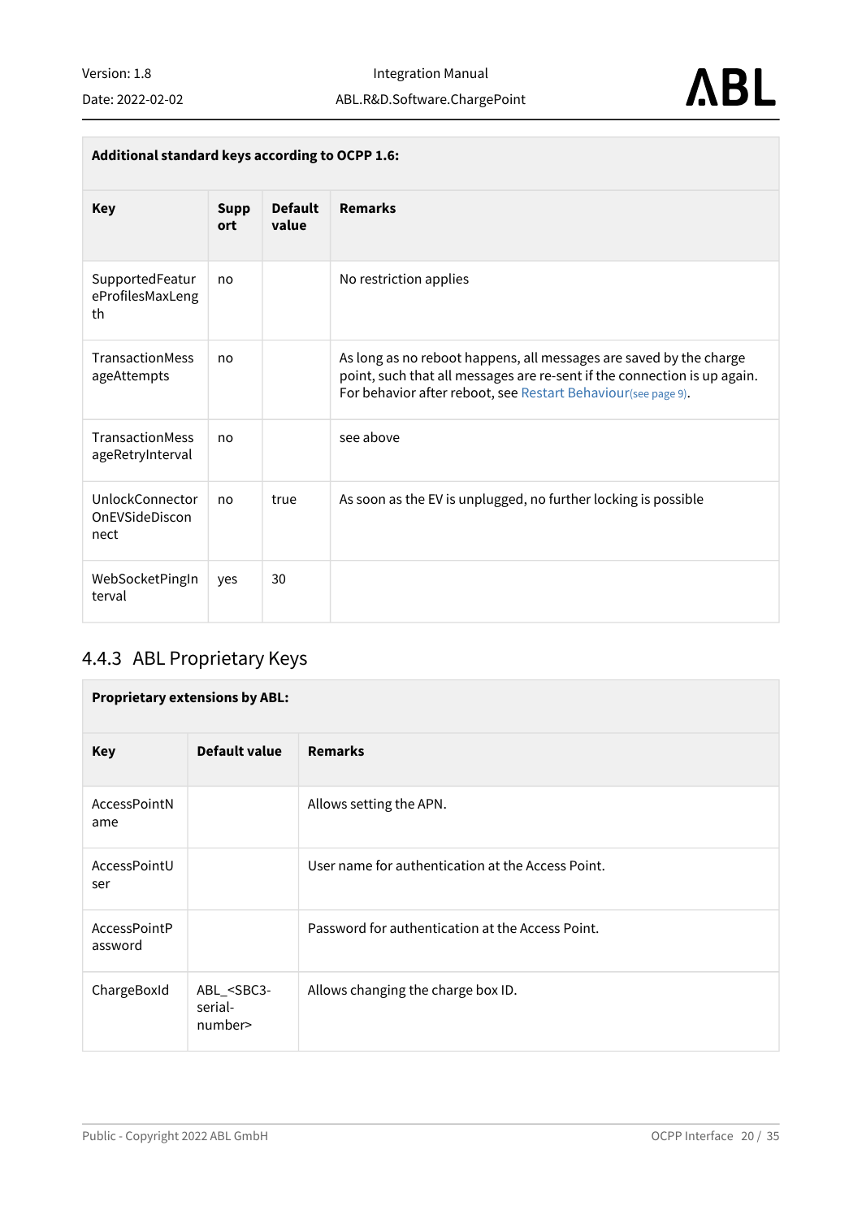| Additional standard keys according to OCPP 1.6: | | | |
|---|---|---|---|
| **Key** | **Support** | **Default value** | **Remarks** |
| SupportedFeatureProfilesMaxLength | no | | No restriction applies |
| TransactionMessageAttempts | no | | As long as no reboot happens, all messages are saved by the charge point, such that all messages are re-sent if the connection is up again. For behavior after reboot, see Restart Behaviour(see page 9). |
| TransactionMessageRetryInterval | no | | see above |
| UnlockConnectorOnEVSideDisconnect | no | true | As soon as the EV is unplugged, no further locking is possible |
| WebSocketPingInterval | yes | 30 | |

### 4.4.3 ABL Proprietary Keys

| Proprietary extensions by ABL: | | |
|---|---|---|
| **Key** | **Default value** | **Remarks** |
| AccessPointName | | Allows setting the APN. |
| AccessPointUser | | User name for authentication at the Access Point. |
| AccessPointPassword | | Password for authentication at the Access Point. |
| ChargeBoxId | ABL_<SBC3-serial-number> | Allows changing the charge box ID. |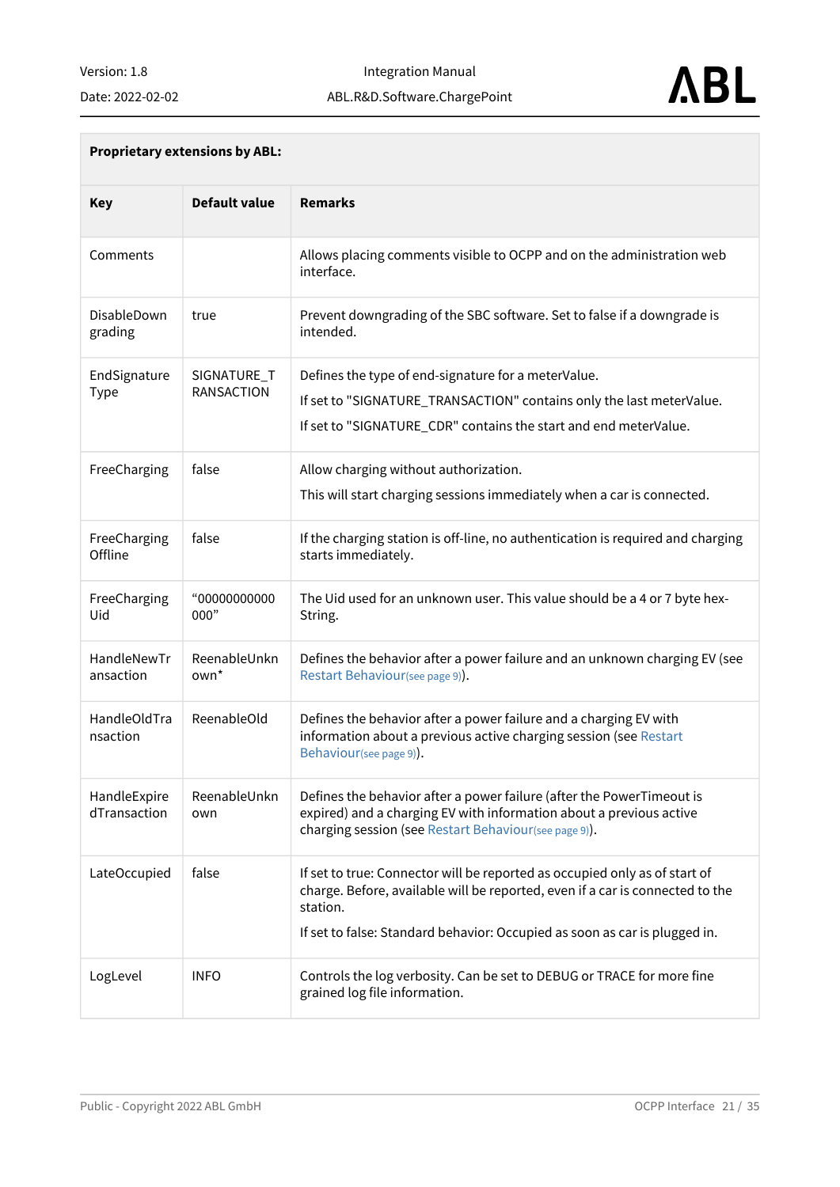| **Proprietary extensions by ABL:** | | |
|---|---|---|
| **Key** | **Default value** | **Remarks** |
| Comments | | Allows placing comments visible to OCPP and on the administration web interface. |
| DisableDowngrading | true | Prevent downgrading of the SBC software. Set to false if a downgrade is intended. |
| EndSignatureType | SIGNATURE_TRANSACTION | Defines the type of end-signature for a meterValue.<br>If set to "SIGNATURE_TRANSACTION" contains only the last meterValue.<br>If set to "SIGNATURE_CDR" contains the start and end meterValue. |
| FreeCharging | false | Allow charging without authorization.<br>This will start charging sessions immediately when a car is connected. |
| FreeChargingOffline | false | If the charging station is off-line, no authentication is required and charging starts immediately. |
| FreeChargingUid | "00000000000000" | The Uid used for an unknown user. This value should be a 4 or 7 byte hex-String. |
| HandleNewTransaction | ReenableUnknown* | Defines the behavior after a power failure and an unknown charging EV (see Restart Behaviour(see page 9)). |
| HandleOldTransaction | ReenableOld | Defines the behavior after a power failure and a charging EV with information about a previous active charging session (see Restart Behaviour(see page 9)). |
| HandleExpiredTransaction | ReenableUnknown | Defines the behavior after a power failure (after the PowerTimeout is expired) and a charging EV with information about a previous active charging session (see Restart Behaviour(see page 9)). |
| LateOccupied | false | If set to true: Connector will be reported as occupied only as of start of charge. Before, available will be reported, even if a car is connected to the station.<br>If set to false: Standard behavior: Occupied as soon as car is plugged in. |
| LogLevel | INFO | Controls the log verbosity. Can be set to DEBUG or TRACE for more fine grained log file information. |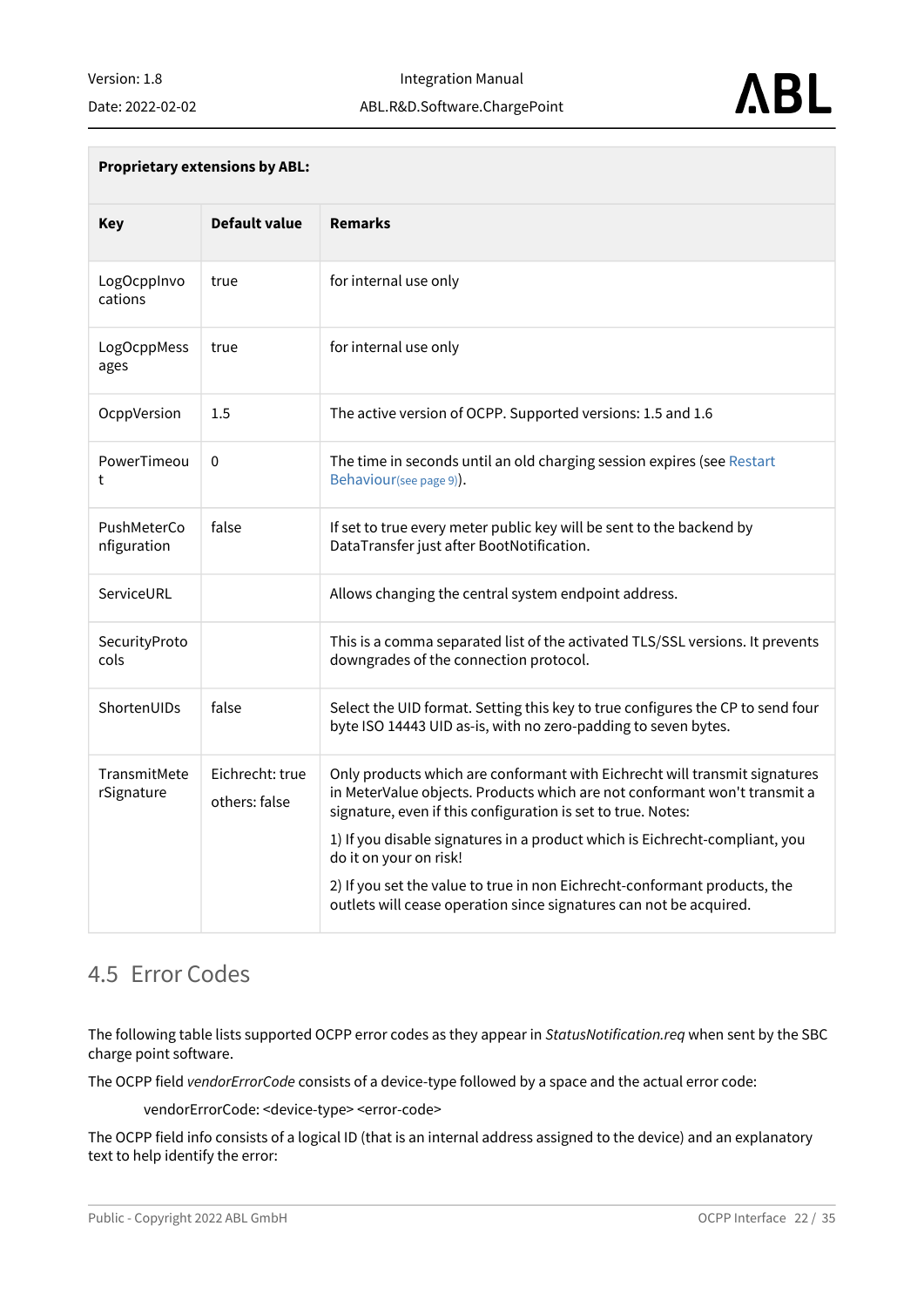| Proprietary extensions by ABL: | | |
|---|---|---|
| **Key** | **Default value** | **Remarks** |
| LogOcppInvocations | true | for internal use only |
| LogOcppMessages | true | for internal use only |
| OcppVersion | 1.5 | The active version of OCPP. Supported versions: 1.5 and 1.6 |
| PowerTimeout | 0 | The time in seconds until an old charging session expires (see Restart Behaviour(see page 9)). |
| PushMeterConfiguration | false | If set to true every meter public key will be sent to the backend by DataTransfer just after BootNotification. |
| ServiceURL | | Allows changing the central system endpoint address. |
| SecurityProtocols | | This is a comma separated list of the activated TLS/SSL versions. It prevents downgrades of the connection protocol. |
| ShortenUIDs | false | Select the UID format. Setting this key to true configures the CP to send four byte ISO 14443 UID as-is, with no zero-padding to seven bytes. |
| TransmitMeterSignature | Eichrecht: true<br>others: false | Only products which are conformant with Eichrecht will transmit signatures in MeterValue objects. Products which are not conformant won't transmit a signature, even if this configuration is set to true. Notes:<br>1) If you disable signatures in a product which is Eichrecht-compliant, you do it on your on risk!<br>2) If you set the value to true in non Eichrecht-conformant products, the outlets will cease operation since signatures can not be acquired. |

## 4.5 Error Codes

The following table lists supported OCPP error codes as they appear in *StatusNotification.req* when sent by the SBC charge point software.

The OCPP field *vendorErrorCode* consists of a device-type followed by a space and the actual error code:

vendorErrorCode: <device-type> <error-code>

The OCPP field info consists of a logical ID (that is an internal address assigned to the device) and an explanatory text to help identify the error: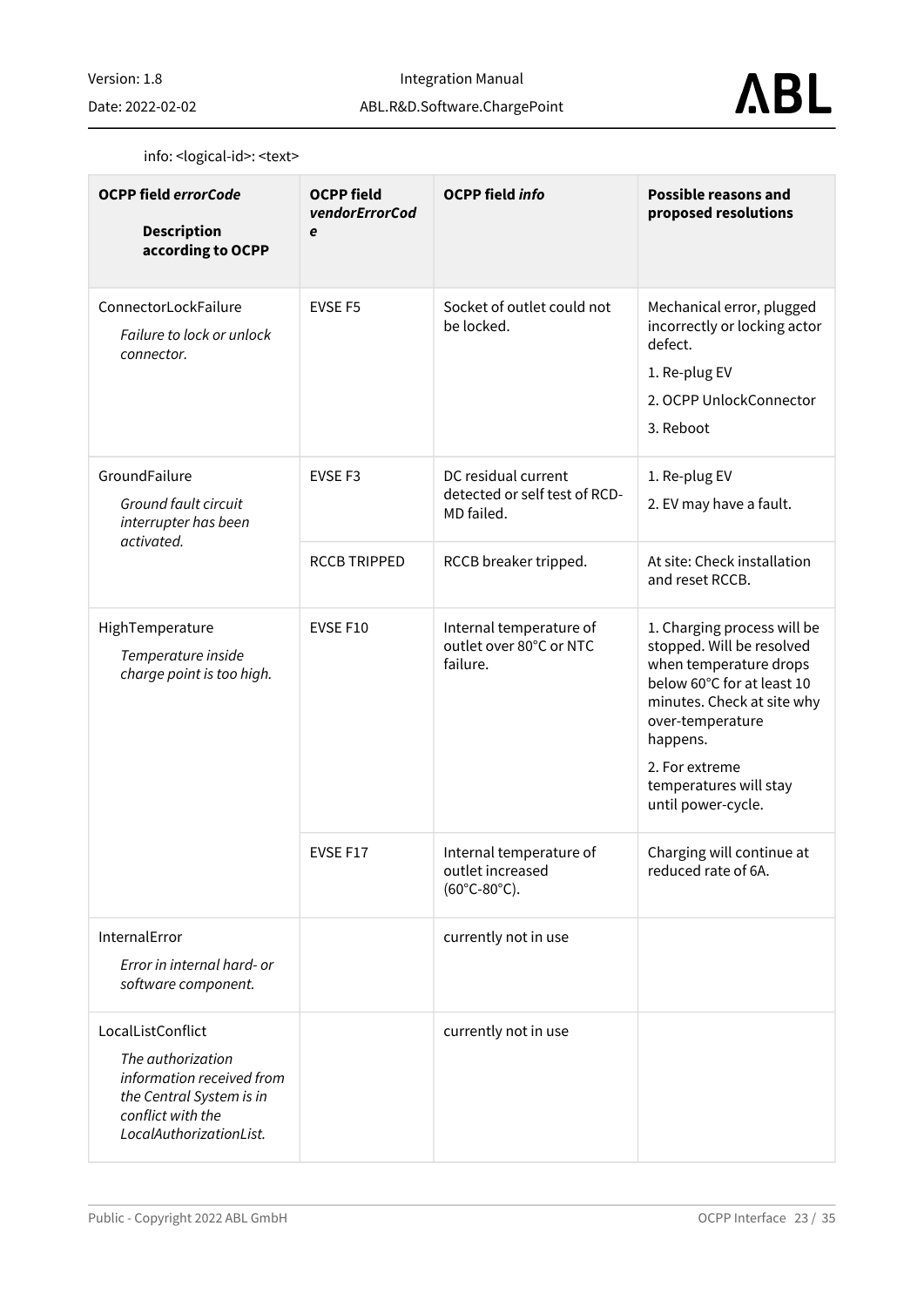info: <logical-id>: <text>

| **OCPP field *errorCode***<br><br>**Description according to OCPP** | **OCPP field *vendorErrorCode*** | **OCPP field *info*** | **Possible reasons and proposed resolutions** |
|---|---|---|---|
| ConnectorLockFailure<br>*Failure to lock or unlock connector.* | EVSE F5 | Socket of outlet could not be locked. | Mechanical error, plugged incorrectly or locking actor defect.<br>1. Re-plug EV<br>2. OCPP UnlockConnector<br>3. Reboot |
| GroundFailure<br>*Ground fault circuit interrupter has been activated.* | EVSE F3 | DC residual current detected or self test of RCD-MD failed. | 1. Re-plug EV<br>2. EV may have a fault. |
| | RCCB TRIPPED | RCCB breaker tripped. | At site: Check installation and reset RCCB. |
| HighTemperature<br>*Temperature inside charge point is too high.* | EVSE F10 | Internal temperature of outlet over 80°C or NTC failure. | 1. Charging process will be stopped. Will be resolved when temperature drops below 60°C for at least 10 minutes. Check at site why over-temperature happens.<br>2. For extreme temperatures will stay until power-cycle. |
| | EVSE F17 | Internal temperature of outlet increased (60°C-80°C). | Charging will continue at reduced rate of 6A. |
| InternalError<br>*Error in internal hard- or software component.* | | currently not in use | |
| LocalListConflict<br>*The authorization information received from the Central System is in conflict with the LocalAuthorizationList.* | | currently not in use | |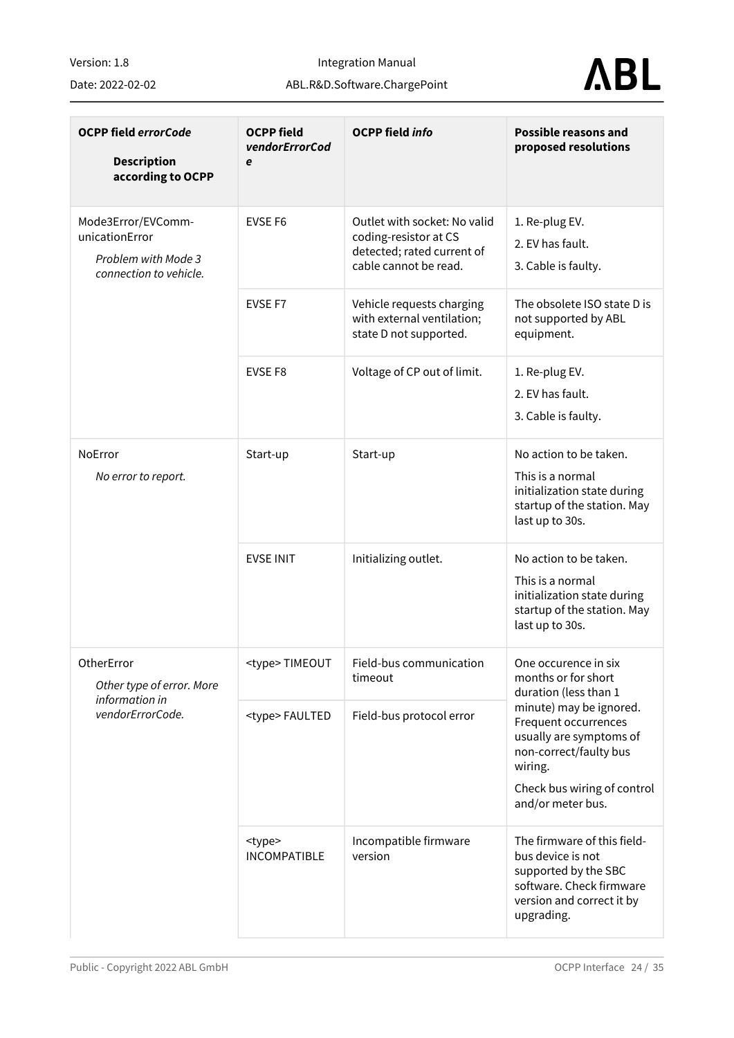| **OCPP field *errorCode***<br><br>**Description according to OCPP** | **OCPP field *vendorErrorCode*** | **OCPP field *info*** | **Possible reasons and proposed resolutions** |
|---|---|---|---|
| Mode3Error/EVCommunicationError<br>*Problem with Mode 3 connection to vehicle.* | EVSE F6 | Outlet with socket: No valid coding-resistor at CS detected; rated current of cable cannot be read. | 1. Re-plug EV.<br>2. EV has fault.<br>3. Cable is faulty. |
| | EVSE F7 | Vehicle requests charging with external ventilation; state D not supported. | The obsolete ISO state D is not supported by ABL equipment. |
| | EVSE F8 | Voltage of CP out of limit. | 1. Re-plug EV.<br>2. EV has fault.<br>3. Cable is faulty. |
| NoError<br>*No error to report.* | Start-up | Start-up | No action to be taken.<br>This is a normal initialization state during startup of the station. May last up to 30s. |
| | EVSE INIT | Initializing outlet. | No action to be taken.<br>This is a normal initialization state during startup of the station. May last up to 30s. |
| OtherError<br>*Other type of error. More information in vendorErrorCode.* | <type> TIMEOUT | Field-bus communication timeout | One occurence in six months or for short duration (less than 1 minute) may be ignored. Frequent occurrences usually are symptoms of non-correct/faulty bus wiring.<br>Check bus wiring of control and/or meter bus. |
| | <type> FAULTED | Field-bus protocol error | |
| | <type> INCOMPATIBLE | Incompatible firmware version | The firmware of this field-bus device is not supported by the SBC software. Check firmware version and correct it by upgrading. |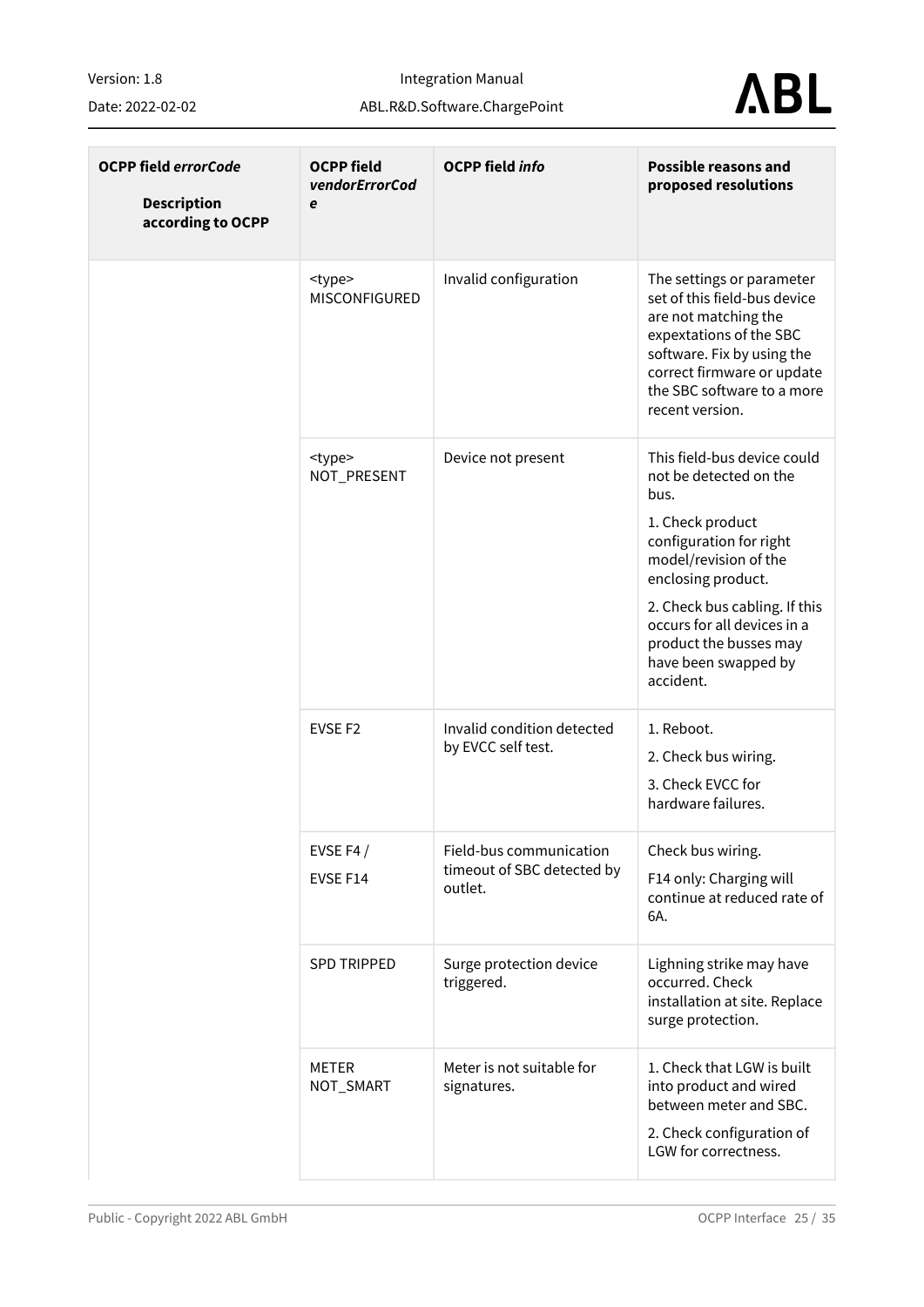| OCPP field *errorCode*<br><br>Description according to OCPP | OCPP field *vendorErrorCode* | OCPP field *info* | Possible reasons and proposed resolutions |
|---|---|---|---|
| | <type> MISCONFIGURED | Invalid configuration | The settings or parameter set of this field-bus device are not matching the expextations of the SBC software. Fix by using the correct firmware or update the SBC software to a more recent version. |
| | <type> NOT_PRESENT | Device not present | This field-bus device could not be detected on the bus.<br><br>1. Check product configuration for right model/revision of the enclosing product.<br><br>2. Check bus cabling. If this occurs for all devices in a product the busses may have been swapped by accident. |
| | EVSE F2 | Invalid condition detected by EVCC self test. | 1. Reboot.<br><br>2. Check bus wiring.<br><br>3. Check EVCC for hardware failures. |
| | EVSE F4 /<br><br>EVSE F14 | Field-bus communication timeout of SBC detected by outlet. | Check bus wiring.<br><br>F14 only: Charging will continue at reduced rate of 6A. |
| | SPD TRIPPED | Surge protection device triggered. | Lighning strike may have occurred. Check installation at site. Replace surge protection. |
| | METER NOT_SMART | Meter is not suitable for signatures. | 1. Check that LGW is built into product and wired between meter and SBC.<br><br>2. Check configuration of LGW for correctness. |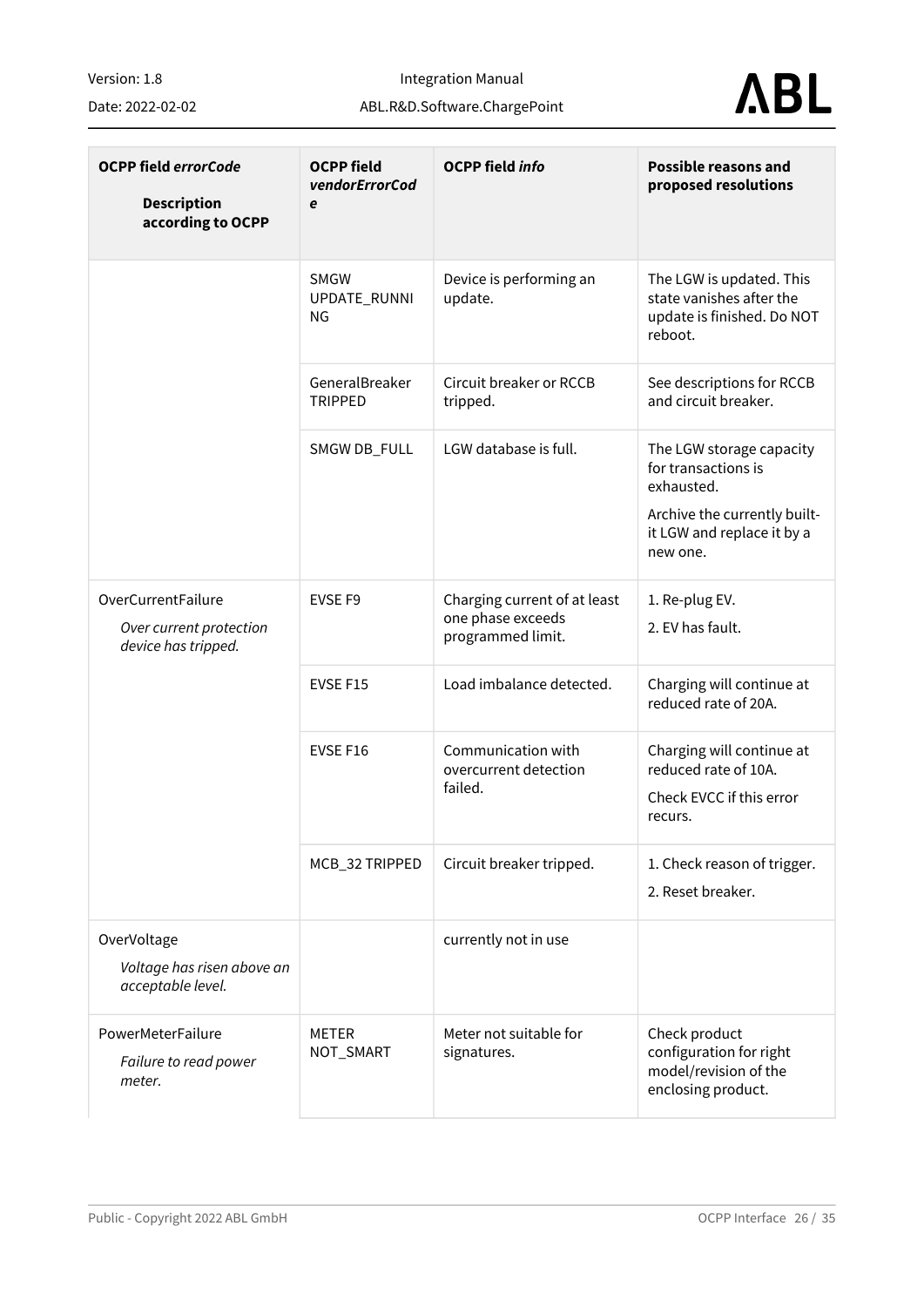| OCPP field *errorCode*<br><br>**Description according to OCPP** | OCPP field *vendorErrorCode* | OCPP field *info* | Possible reasons and proposed resolutions |
|---|---|---|---|
| | SMGW UPDATE_RUNNING | Device is performing an update. | The LGW is updated. This state vanishes after the update is finished. Do NOT reboot. |
| | GeneralBreaker TRIPPED | Circuit breaker or RCCB tripped. | See descriptions for RCCB and circuit breaker. |
| | SMGW DB_FULL | LGW database is full. | The LGW storage capacity for transactions is exhausted.<br><br>Archive the currently built-it LGW and replace it by a new one. |
| OverCurrentFailure<br><br>*Over current protection device has tripped.* | EVSE F9 | Charging current of at least one phase exceeds programmed limit. | 1. Re-plug EV.<br>2. EV has fault. |
| | EVSE F15 | Load imbalance detected. | Charging will continue at reduced rate of 20A. |
| | EVSE F16 | Communication with overcurrent detection failed. | Charging will continue at reduced rate of 10A.<br><br>Check EVCC if this error recurs. |
| | MCB_32 TRIPPED | Circuit breaker tripped. | 1. Check reason of trigger.<br>2. Reset breaker. |
| OverVoltage<br><br>*Voltage has risen above an acceptable level.* | | currently not in use | |
| PowerMeterFailure<br><br>*Failure to read power meter.* | METER NOT_SMART | Meter not suitable for signatures. | Check product configuration for right model/revision of the enclosing product. |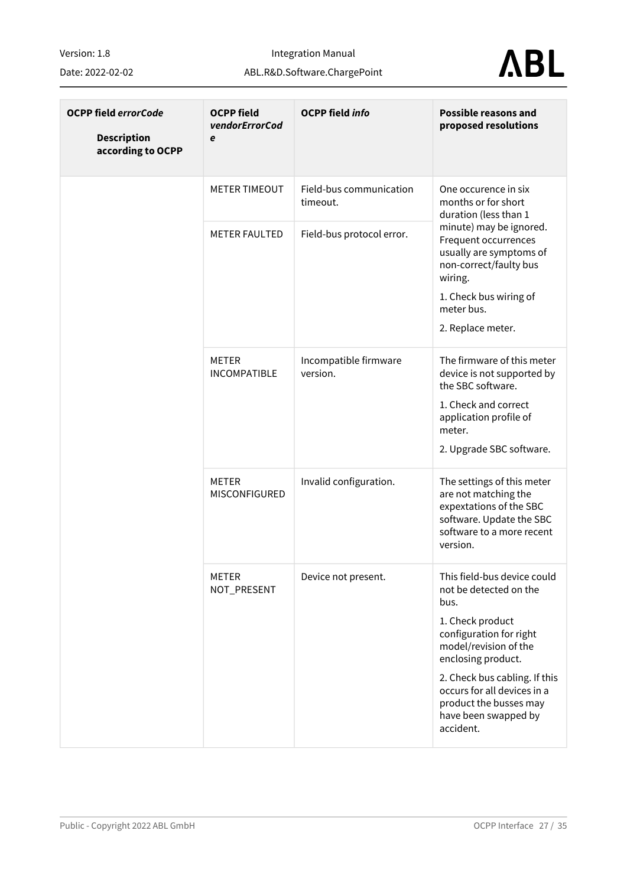| **OCPP field *errorCode*** **Description according to OCPP** | **OCPP field *vendorErrorCode*** | **OCPP field *info*** | **Possible reasons and proposed resolutions** |
|---|---|---|---|
| | METER TIMEOUT | Field-bus communication timeout. | One occurence in six months or for short duration (less than 1 minute) may be ignored. Frequent occurrences usually are symptoms of non-correct/faulty bus wiring.<br>1. Check bus wiring of meter bus.<br>2. Replace meter. |
| | METER FAULTED | Field-bus protocol error. | |
| | METER INCOMPATIBLE | Incompatible firmware version. | The firmware of this meter device is not supported by the SBC software.<br>1. Check and correct application profile of meter.<br>2. Upgrade SBC software. |
| | METER MISCONFIGURED | Invalid configuration. | The settings of this meter are not matching the expextations of the SBC software. Update the SBC software to a more recent version. |
| | METER NOT_PRESENT | Device not present. | This field-bus device could not be detected on the bus.<br>1. Check product configuration for right model/revision of the enclosing product.<br>2. Check bus cabling. If this occurs for all devices in a product the busses may have been swapped by accident. |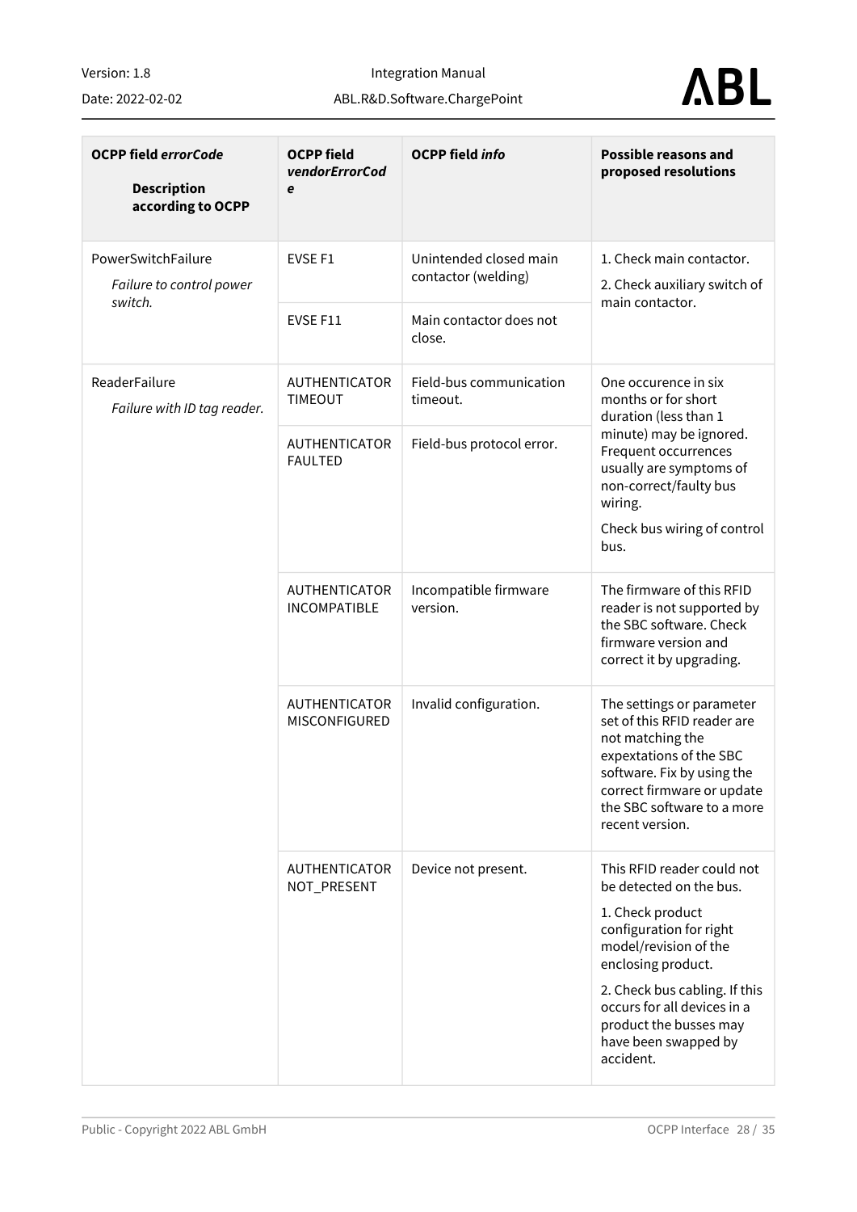| OCPP field *errorCode*<br><br>**Description according to OCPP** | OCPP field *vendorErrorCode* | OCPP field *info* | Possible reasons and proposed resolutions |
|---|---|---|---|
| PowerSwitchFailure<br>*Failure to control power switch.* | EVSE F1 | Unintended closed main contactor (welding) | 1. Check main contactor.<br>2. Check auxiliary switch of main contactor. |
| | EVSE F11 | Main contactor does not close. | |
| ReaderFailure<br>*Failure with ID tag reader.* | AUTHENTICATOR TIMEOUT | Field-bus communication timeout. | One occurence in six months or for short duration (less than 1 minute) may be ignored. Frequent occurrences usually are symptoms of non-correct/faulty bus wiring.<br>Check bus wiring of control bus. |
| | AUTHENTICATOR FAULTED | Field-bus protocol error. | |
| | AUTHENTICATOR INCOMPATIBLE | Incompatible firmware version. | The firmware of this RFID reader is not supported by the SBC software. Check firmware version and correct it by upgrading. |
| | AUTHENTICATOR MISCONFIGURED | Invalid configuration. | The settings or parameter set of this RFID reader are not matching the expextations of the SBC software. Fix by using the correct firmware or update the SBC software to a more recent version. |
| | AUTHENTICATOR NOT_PRESENT | Device not present. | This RFID reader could not be detected on the bus.<br>1. Check product configuration for right model/revision of the enclosing product.<br>2. Check bus cabling. If this occurs for all devices in a product the busses may have been swapped by accident. |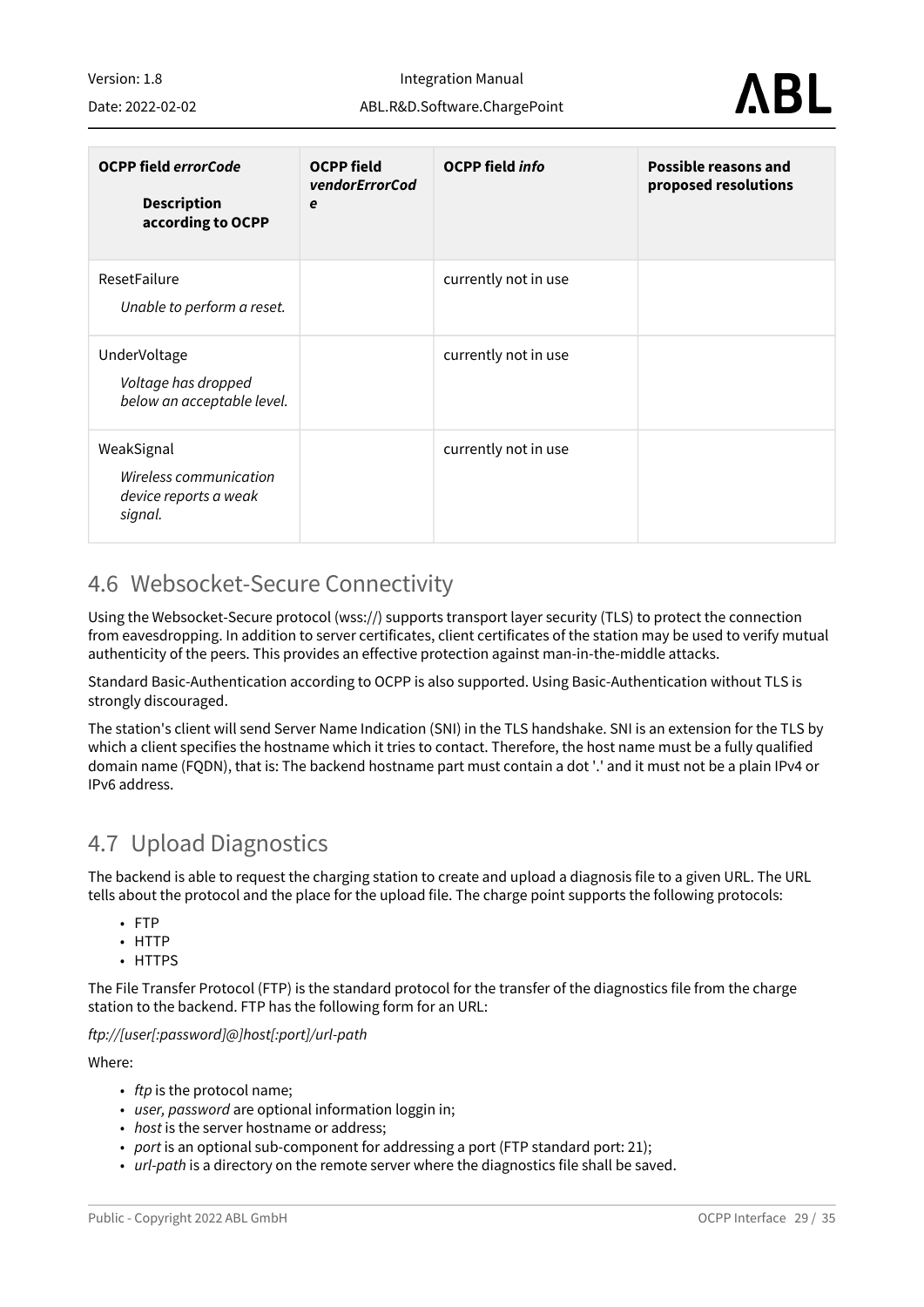| **OCPP field *errorCode*** <br> **Description according to OCPP** | **OCPP field *vendorErrorCode*** | **OCPP field *info*** | **Possible reasons and proposed resolutions** |
|---|---|---|---|
| ResetFailure <br> *Unable to perform a reset.* | | currently not in use | |
| UnderVoltage <br> *Voltage has dropped below an acceptable level.* | | currently not in use | |
| WeakSignal <br> *Wireless communication device reports a weak signal.* | | currently not in use | |

## 4.6 Websocket-Secure Connectivity

Using the Websocket-Secure protocol (wss://) supports transport layer security (TLS) to protect the connection from eavesdropping. In addition to server certificates, client certificates of the station may be used to verify mutual authenticity of the peers. This provides an effective protection against man-in-the-middle attacks.

Standard Basic-Authentication according to OCPP is also supported. Using Basic-Authentication without TLS is strongly discouraged.

The station's client will send Server Name Indication (SNI) in the TLS handshake. SNI is an extension for the TLS by which a client specifies the hostname which it tries to contact. Therefore, the host name must be a fully qualified domain name (FQDN), that is: The backend hostname part must contain a dot '.' and it must not be a plain IPv4 or IPv6 address.

## 4.7 Upload Diagnostics

The backend is able to request the charging station to create and upload a diagnosis file to a given URL. The URL tells about the protocol and the place for the upload file. The charge point supports the following protocols:

- FTP
- HTTP
- HTTPS

The File Transfer Protocol (FTP) is the standard protocol for the transfer of the diagnostics file from the charge station to the backend. FTP has the following form for an URL:

*ftp://[user[:password]@]host[:port]/url-path*

Where:

- *ftp* is the protocol name;
- *user, password* are optional information loggin in;
- *host* is the server hostname or address;
- *port* is an optional sub-component for addressing a port (FTP standard port: 21);
- *url-path* is a directory on the remote server where the diagnostics file shall be saved.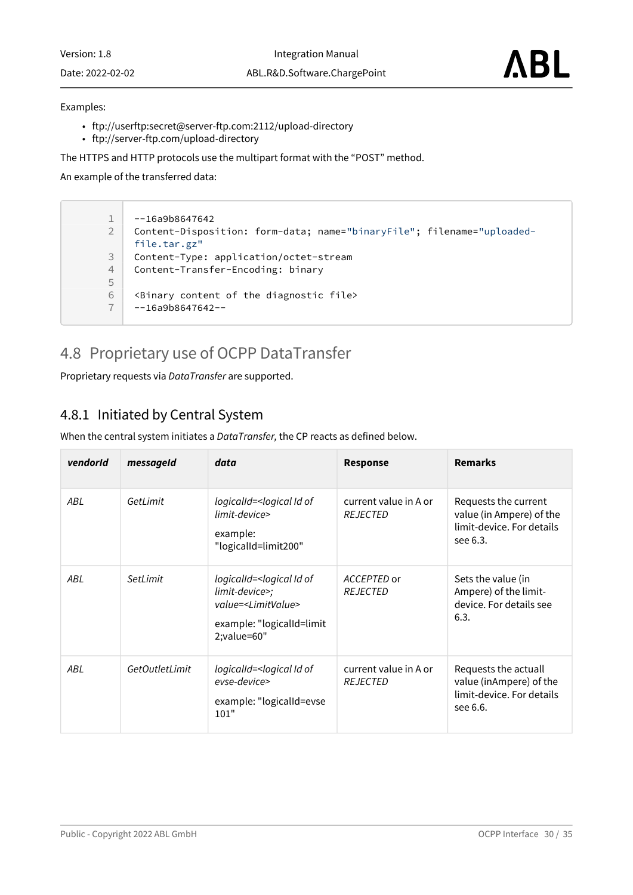Examples:

- ftp://userftp:secret@server-ftp.com:2112/upload-directory
- ftp://server-ftp.com/upload-directory

The HTTPS and HTTP protocols use the multipart format with the "POST" method.

An example of the transferred data:

```
--16a9b8647642
Content-Disposition: form-data; name="binaryFile"; filename="uploaded-file.tar.gz"
Content-Type: application/octet-stream
Content-Transfer-Encoding: binary

<Binary content of the diagnostic file>
--16a9b8647642--
```

## 4.8 Proprietary use of OCPP DataTransfer

Proprietary requests via *DataTransfer* are supported.

### 4.8.1 Initiated by Central System

When the central system initiates a *DataTransfer,* the CP reacts as defined below.

| *vendorId* | *messageId* | *data* | Response | Remarks |
|---|---|---|---|---|
| *ABL* | *GetLimit* | *logicalId=<logical Id of limit-device>*<br><br>example: "logicalId=limit200" | current value in A or *REJECTED* | Requests the current value (in Ampere) of the limit-device. For details see 6.3. |
| *ABL* | *SetLimit* | *logicalId=<logical Id of limit-device>; value=<LimitValue>*<br><br>example: "logicalId=limit2;value=60" | *ACCEPTED* or *REJECTED* | Sets the value (in Ampere) of the limit-device. For details see 6.3. |
| *ABL* | *GetOutletLimit* | *logicalId=<logical Id of evse-device>*<br><br>example: "logicalId=evse101" | current value in A or *REJECTED* | Requests the actuall value (inAmpere) of the limit-device. For details see 6.6. |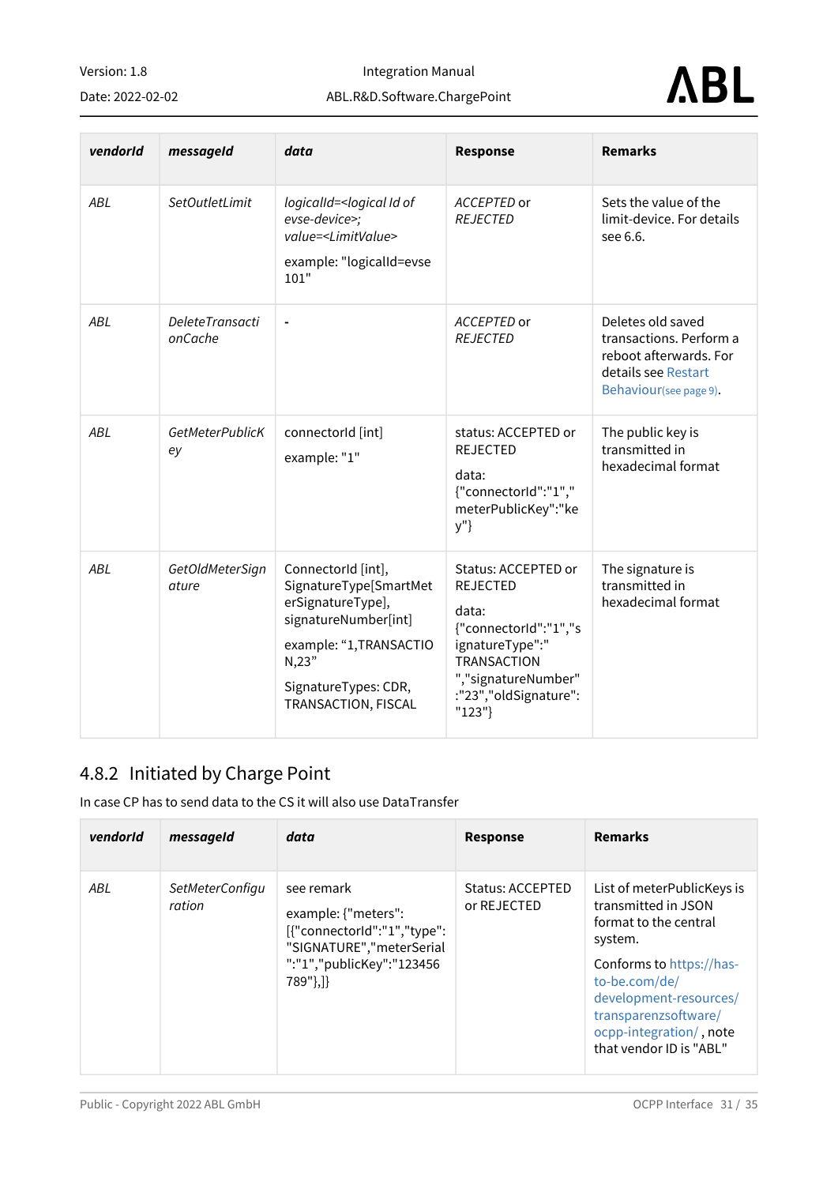| *vendorId* | *messageId* | *data* | **Response** | **Remarks** |
|---|---|---|---|---|
| *ABL* | *SetOutletLimit* | *logicalId=<logical Id of evse-device>; value=<LimitValue>* <br><br> example: "logicalId=evse 101" | *ACCEPTED* or *REJECTED* | Sets the value of the limit-device. For details see 6.6. |
| *ABL* | *DeleteTransactionCache* | - | *ACCEPTED* or *REJECTED* | Deletes old saved transactions. Perform a reboot afterwards. For details see Restart Behaviour(see page 9). |
| *ABL* | *GetMeterPublicKey* | connectorId [int] <br><br> example: "1" | status: ACCEPTED or REJECTED <br><br> data: {"connectorId":"1","meterPublicKey":"key"} | The public key is transmitted in hexadecimal format |
| *ABL* | *GetOldMeterSignature* | ConnectorId [int], SignatureType[SmartMeterSignatureType], signatureNumber[int] <br><br> example: "1,TRANSACTION,23" <br><br> SignatureTypes: CDR, TRANSACTION, FISCAL | Status: ACCEPTED or REJECTED <br><br> data: {"connectorId":"1","signatureType":"TRANSACTION","signatureNumber":"23","oldSignature":"123"} | The signature is transmitted in hexadecimal format |

## 4.8.2 Initiated by Charge Point

In case CP has to send data to the CS it will also use DataTransfer

| *vendorId* | *messageId* | *data* | **Response** | **Remarks** |
|---|---|---|---|---|
| *ABL* | *SetMeterConfiguration* | see remark <br><br> example: {"meters":[{"connectorId":"1","type":"SIGNATURE","meterSerial":"1","publicKey":"123456789"},]} | Status: ACCEPTED or REJECTED | List of meterPublicKeys is transmitted in JSON format to the central system. <br><br> Conforms to https://has-to-be.com/de/development-resources/transparenzsoftware/ocpp-integration/ , note that vendor ID is "ABL" |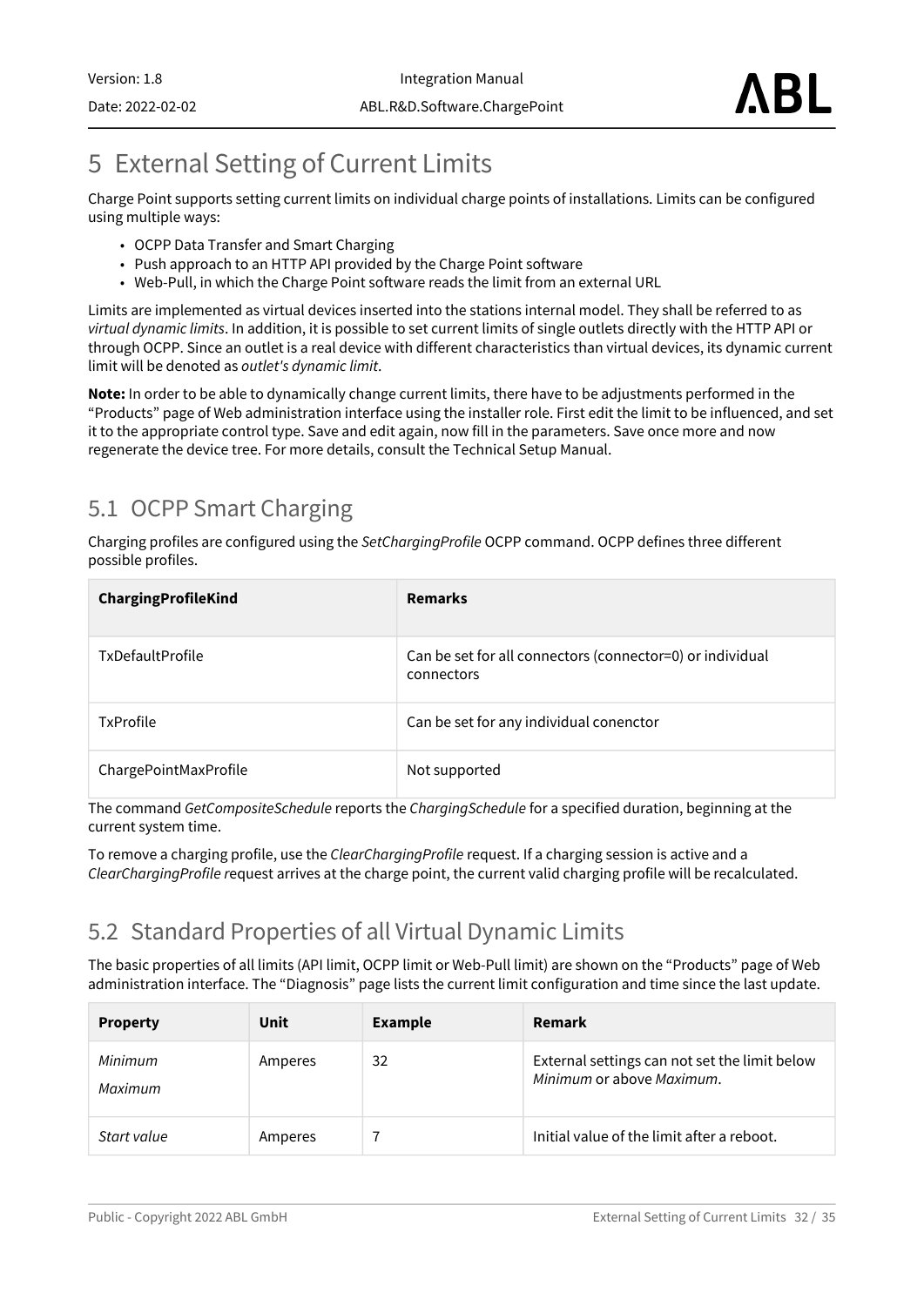# 5 External Setting of Current Limits

Charge Point supports setting current limits on individual charge points of installations. Limits can be configured using multiple ways:

- OCPP Data Transfer and Smart Charging
- Push approach to an HTTP API provided by the Charge Point software
- Web-Pull, in which the Charge Point software reads the limit from an external URL

Limits are implemented as virtual devices inserted into the stations internal model. They shall be referred to as *virtual dynamic limits*. In addition, it is possible to set current limits of single outlets directly with the HTTP API or through OCPP. Since an outlet is a real device with different characteristics than virtual devices, its dynamic current limit will be denoted as *outlet's dynamic limit*.

**Note:** In order to be able to dynamically change current limits, there have to be adjustments performed in the "Products" page of Web administration interface using the installer role. First edit the limit to be influenced, and set it to the appropriate control type. Save and edit again, now fill in the parameters. Save once more and now regenerate the device tree. For more details, consult the Technical Setup Manual.

## 5.1 OCPP Smart Charging

Charging profiles are configured using the *SetChargingProfile* OCPP command. OCPP defines three different possible profiles.

| ChargingProfileKind | Remarks |
|---|---|
| TxDefaultProfile | Can be set for all connectors (connector=0) or individual connectors |
| TxProfile | Can be set for any individual conenctor |
| ChargePointMaxProfile | Not supported |

The command *GetCompositeSchedule* reports the *ChargingSchedule* for a specified duration, beginning at the current system time.

To remove a charging profile, use the *ClearChargingProfile* request. If a charging session is active and a *ClearChargingProfile r*equest arrives at the charge point, the current valid charging profile will be recalculated.

## 5.2 Standard Properties of all Virtual Dynamic Limits

The basic properties of all limits (API limit, OCPP limit or Web-Pull limit) are shown on the "Products" page of Web administration interface. The "Diagnosis" page lists the current limit configuration and time since the last update.

| Property | Unit | Example | Remark |
|---|---|---|---|
| *Minimum*<br>*Maximum* | Amperes | 32 | External settings can not set the limit below *Minimum* or above *Maximum*. |
| *Start value* | Amperes | 7 | Initial value of the limit after a reboot. |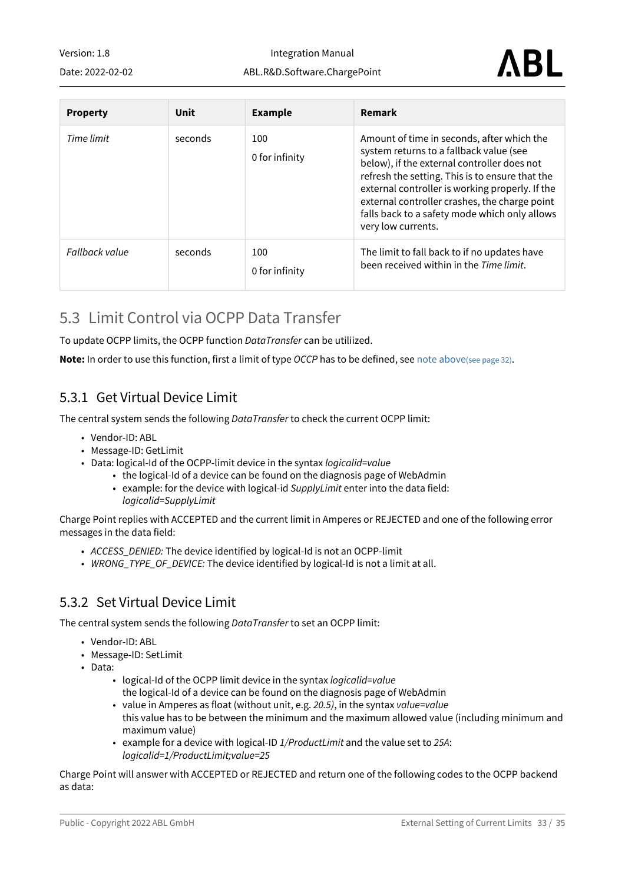| Property | Unit | Example | Remark |
| --- | --- | --- | --- |
| *Time limit* | seconds | 100<br>0 for infinity | Amount of time in seconds, after which the system returns to a fallback value (see below), if the external controller does not refresh the setting. This is to ensure that the external controller is working properly. If the external controller crashes, the charge point falls back to a safety mode which only allows very low currents. |
| *Fallback value* | seconds | 100<br>0 for infinity | The limit to fall back to if no updates have been received within in the *Time limit*. |

## 5.3 Limit Control via OCPP Data Transfer

To update OCPP limits, the OCPP function *DataTransfer* can be utiliized.

**Note:** In order to use this function, first a limit of type *OCCP* has to be defined, see note above(see page 32).

### 5.3.1 Get Virtual Device Limit

The central system sends the following *DataTransfer* to check the current OCPP limit:

- Vendor-ID: ABL
- Message-ID: GetLimit
- Data: logical-Id of the OCPP-limit device in the syntax *logicalid=value*
  - the logical-Id of a device can be found on the diagnosis page of WebAdmin
  - example: for the device with logical-id *SupplyLimit* enter into the data field: *logicalid=SupplyLimit*

Charge Point replies with ACCEPTED and the current limit in Amperes or REJECTED and one of the following error messages in the data field:

- *ACCESS_DENIED:* The device identified by logical-Id is not an OCPP-limit
- *WRONG_TYPE_OF_DEVICE:* The device identified by logical-Id is not a limit at all.

### 5.3.2 Set Virtual Device Limit

The central system sends the following *DataTransfer* to set an OCPP limit:

- Vendor-ID: ABL
- Message-ID: SetLimit
- Data:
  - logical-Id of the OCPP limit device in the syntax *logicalid=value*
    the logical-Id of a device can be found on the diagnosis page of WebAdmin
  - value in Amperes as float (without unit, e.g. *20.5)*, in the syntax *value=value*
    this value has to be between the minimum and the maximum allowed value (including minimum and maximum value)
  - example for a device with logical-ID *1/ProductLimit* and the value set to *25A*:
    *logicalid=1/ProductLimit;value=25*

Charge Point will answer with ACCEPTED or REJECTED and return one of the following codes to the OCPP backend as data: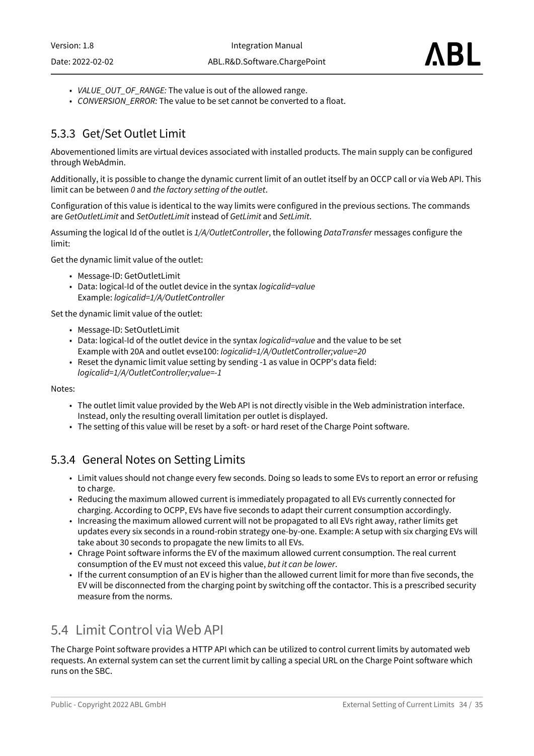- *VALUE_OUT_OF_RANGE:* The value is out of the allowed range.
- *CONVERSION_ERROR:* The value to be set cannot be converted to a float.

### 5.3.3 Get/Set Outlet Limit

Abovementioned limits are virtual devices associated with installed products. The main supply can be configured through WebAdmin.

Additionally, it is possible to change the dynamic current limit of an outlet itself by an OCCP call or via Web API. This limit can be between *0* and *the factory setting of the outlet*.

Configuration of this value is identical to the way limits were configured in the previous sections. The commands are *GetOutletLimit* and *SetOutletLimit* instead of *GetLimit* and *SetLimit*.

Assuming the logical Id of the outlet is *1/A/OutletController*, the following *DataTransfer* messages configure the limit:

Get the dynamic limit value of the outlet:

- Message-ID: GetOutletLimit
- Data: logical-Id of the outlet device in the syntax *logicalid=value*  
  Example: *logicalid=1/A/OutletController*

Set the dynamic limit value of the outlet:

- Message-ID: SetOutletLimit
- Data: logical-Id of the outlet device in the syntax *logicalid=value* and the value to be set  
  Example with 20A and outlet evse100: *logicalid=1/A/OutletController;value=20*
- Reset the dynamic limit value setting by sending -1 as value in OCPP's data field:  
  *logicalid=1/A/OutletController;value=-1*

Notes:

- The outlet limit value provided by the Web API is not directly visible in the Web administration interface. Instead, only the resulting overall limitation per outlet is displayed.
- The setting of this value will be reset by a soft- or hard reset of the Charge Point software.

### 5.3.4 General Notes on Setting Limits

- Limit values should not change every few seconds. Doing so leads to some EVs to report an error or refusing to charge.
- Reducing the maximum allowed current is immediately propagated to all EVs currently connected for charging. According to OCPP, EVs have five seconds to adapt their current consumption accordingly.
- Increasing the maximum allowed current will not be propagated to all EVs right away, rather limits get updates every six seconds in a round-robin strategy one-by-one. Example: A setup with six charging EVs will take about 30 seconds to propagate the new limits to all EVs.
- Chrage Point software informs the EV of the maximum allowed current consumption. The real current consumption of the EV must not exceed this value, *but it can be lower*.
- If the current consumption of an EV is higher than the allowed current limit for more than five seconds, the EV will be disconnected from the charging point by switching off the contactor. This is a prescribed security measure from the norms.

## 5.4 Limit Control via Web API

The Charge Point software provides a HTTP API which can be utilized to control current limits by automated web requests. An external system can set the current limit by calling a special URL on the Charge Point software which runs on the SBC.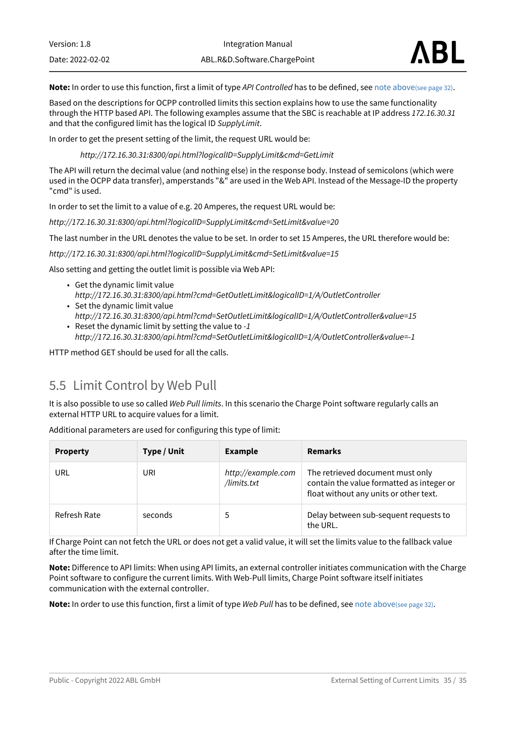**Note:** In order to use this function, first a limit of type *API Controlled* has to be defined, see note above(see page 32).

Based on the descriptions for OCPP controlled limits this section explains how to use the same functionality through the HTTP based API. The following examples assume that the SBC is reachable at IP address *172.16.30.31* and that the configured limit has the logical ID *SupplyLimit*.

In order to get the present setting of the limit, the request URL would be:

> *http://172.16.30.31:8300/api.html?logicalID=SupplyLimit&cmd=GetLimit*

The API will return the decimal value (and nothing else) in the response body. Instead of semicolons (which were used in the OCPP data transfer), amperstands "&" are used in the Web API. Instead of the Message-ID the property "cmd" is used.

In order to set the limit to a value of e.g. 20 Amperes, the request URL would be:

*http://172.16.30.31:8300/api.html?logicalID=SupplyLimit&cmd=SetLimit&value=20*

The last number in the URL denotes the value to be set. In order to set 15 Amperes, the URL therefore would be:

*http://172.16.30.31:8300/api.html?logicalID=SupplyLimit&cmd=SetLimit&value=15*

Also setting and getting the outlet limit is possible via Web API:

- Get the dynamic limit value
  *http://172.16.30.31:8300/api.html?cmd=GetOutletLimit&logicalID=1/A/OutletController*
- Set the dynamic limit value
  *http://172.16.30.31:8300/api.html?cmd=SetOutletLimit&logicalID=1/A/OutletController&value=15*
- Reset the dynamic limit by setting the value to *-1*
  *http://172.16.30.31:8300/api.html?cmd=SetOutletLimit&logicalID=1/A/OutletController&value=-1*

HTTP method GET should be used for all the calls.

## 5.5 Limit Control by Web Pull

It is also possible to use so called *Web Pull limits*. In this scenario the Charge Point software regularly calls an external HTTP URL to acquire values for a limit.

Additional parameters are used for configuring this type of limit:

| Property | Type / Unit | Example | Remarks |
|---|---|---|---|
| URL | URI | *http://example.com/limits.txt* | The retrieved document must only contain the value formatted as integer or float without any units or other text. |
| Refresh Rate | seconds | 5 | Delay between sub-sequent requests to the URL. |

If Charge Point can not fetch the URL or does not get a valid value, it will set the limits value to the fallback value after the time limit.

**Note:** Difference to API limits: When using API limits, an external controller initiates communication with the Charge Point software to configure the current limits. With Web-Pull limits, Charge Point software itself initiates communication with the external controller.

**Note:** In order to use this function, first a limit of type *Web Pull* has to be defined, see note above(see page 32).